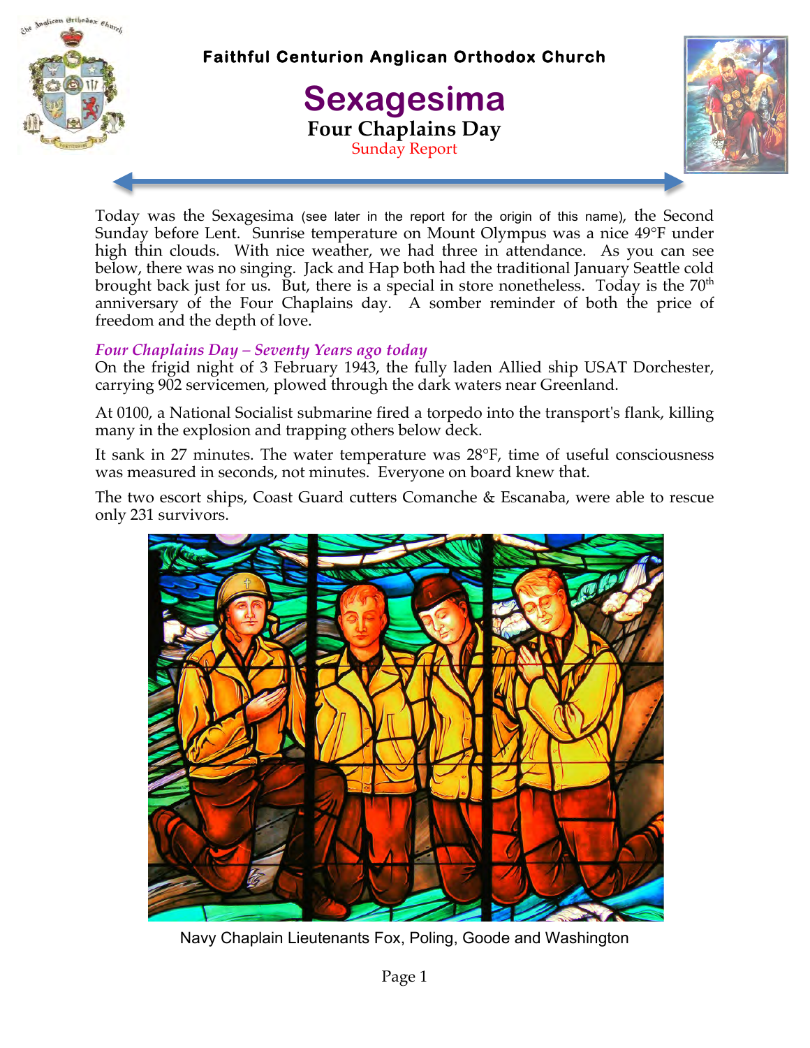**Faithful Centurion Anglican Orthodox Church**

# Sexagesima

## Four Chaplains Day

Sunday Report

Today was the Sexagesima (see later in the report for the origin of this name), the Second Sunday before Lent. Sunrise temperature on Mount Olympus was a nice 49°F under high thin clouds. With nice weather, we had three in attendance. As you can see below, there was no singing. Jack and Hap both had the traditional January Seattle cold brought back just for us. But, there is a special in store nonetheless. Today is the 70th anniversary of the Four Chaplains day. A somber reminder of both the price of freedom and the depth of love.

### *Four Chaplains Day – Seventy Years ago today*

On the frigid night of 3 February 1943, the fully laden Allied ship USAT Dorchester, carrying 902 servicemen, plowed through the dark waters near Greenland.

At 0100, a National Socialist submarine fired a torpedo into the transport's flank, killing many in the explosion and trapping others below deck.

It sank in 27 minutes. The water temperature was 28°F, time of useful consciousness was measured in seconds, not minutes. Everyone on board knew that.

The two escort ships, Coast Guard cutters Comanche & Escanaba, were able to rescue only 231 survivors.

Navy Chaplain Lieutenants Fox, Poling, Goode and Washington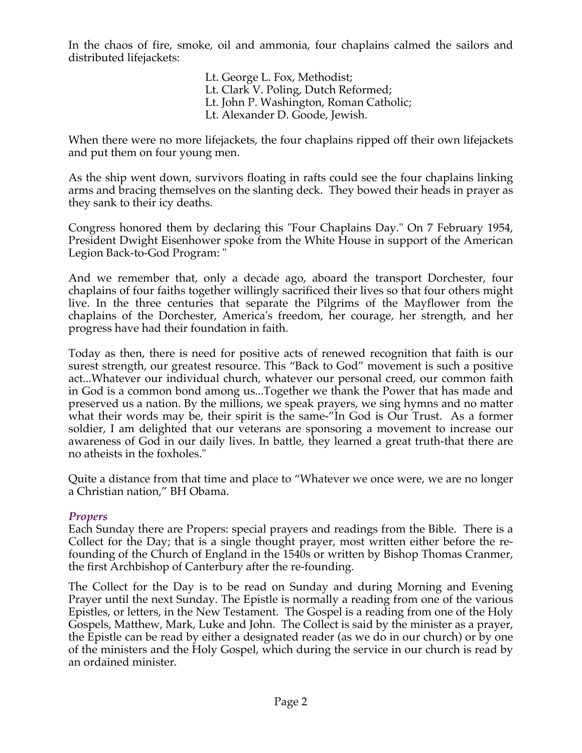In the chaos of fire, smoke, oil and ammonia, four chaplains calmed the sailors and distributed lifejackets:

Lt. George L. Fox, Methodist;
Lt. Clark V. Poling, Dutch Reformed;
Lt. John P. Washington, Roman Catholic;
Lt. Alexander D. Goode, Jewish.

When there were no more lifejackets, the four chaplains ripped off their own lifejackets and put them on four young men.

As the ship went down, survivors floating in rafts could see the four chaplains linking arms and bracing themselves on the slanting deck. They bowed their heads in prayer as they sank to their icy deaths.

Congress honored them by declaring this "Four Chaplains Day." On 7 February 1954, President Dwight Eisenhower spoke from the White House in support of the American Legion Back-to-God Program: "

And we remember that, only a decade ago, aboard the transport Dorchester, four chaplains of four faiths together willingly sacrificed their lives so that four others might live. In the three centuries that separate the Pilgrims of the Mayflower from the chaplains of the Dorchester, America's freedom, her courage, her strength, and her progress have had their foundation in faith.

Today as then, there is need for positive acts of renewed recognition that faith is our surest strength, our greatest resource. This "Back to God" movement is such a positive act...Whatever our individual church, whatever our personal creed, our common faith in God is a common bond among us...Together we thank the Power that has made and preserved us a nation. By the millions, we speak prayers, we sing hymns and no matter what their words may be, their spirit is the same-"In God is Our Trust. As a former soldier, I am delighted that our veterans are sponsoring a movement to increase our awareness of God in our daily lives. In battle, they learned a great truth-that there are no atheists in the foxholes."

Quite a distance from that time and place to "Whatever we once were, we are no longer a Christian nation," BH Obama.

### *Propers*

Each Sunday there are Propers: special prayers and readings from the Bible. There is a Collect for the Day; that is a single thought prayer, most written either before the re-founding of the Church of England in the 1540s or written by Bishop Thomas Cranmer, the first Archbishop of Canterbury after the re-founding.

The Collect for the Day is to be read on Sunday and during Morning and Evening Prayer until the next Sunday. The Epistle is normally a reading from one of the various Epistles, or letters, in the New Testament. The Gospel is a reading from one of the Holy Gospels, Matthew, Mark, Luke and John. The Collect is said by the minister as a prayer, the Epistle can be read by either a designated reader (as we do in our church) or by one of the ministers and the Holy Gospel, which during the service in our church is read by an ordained minister.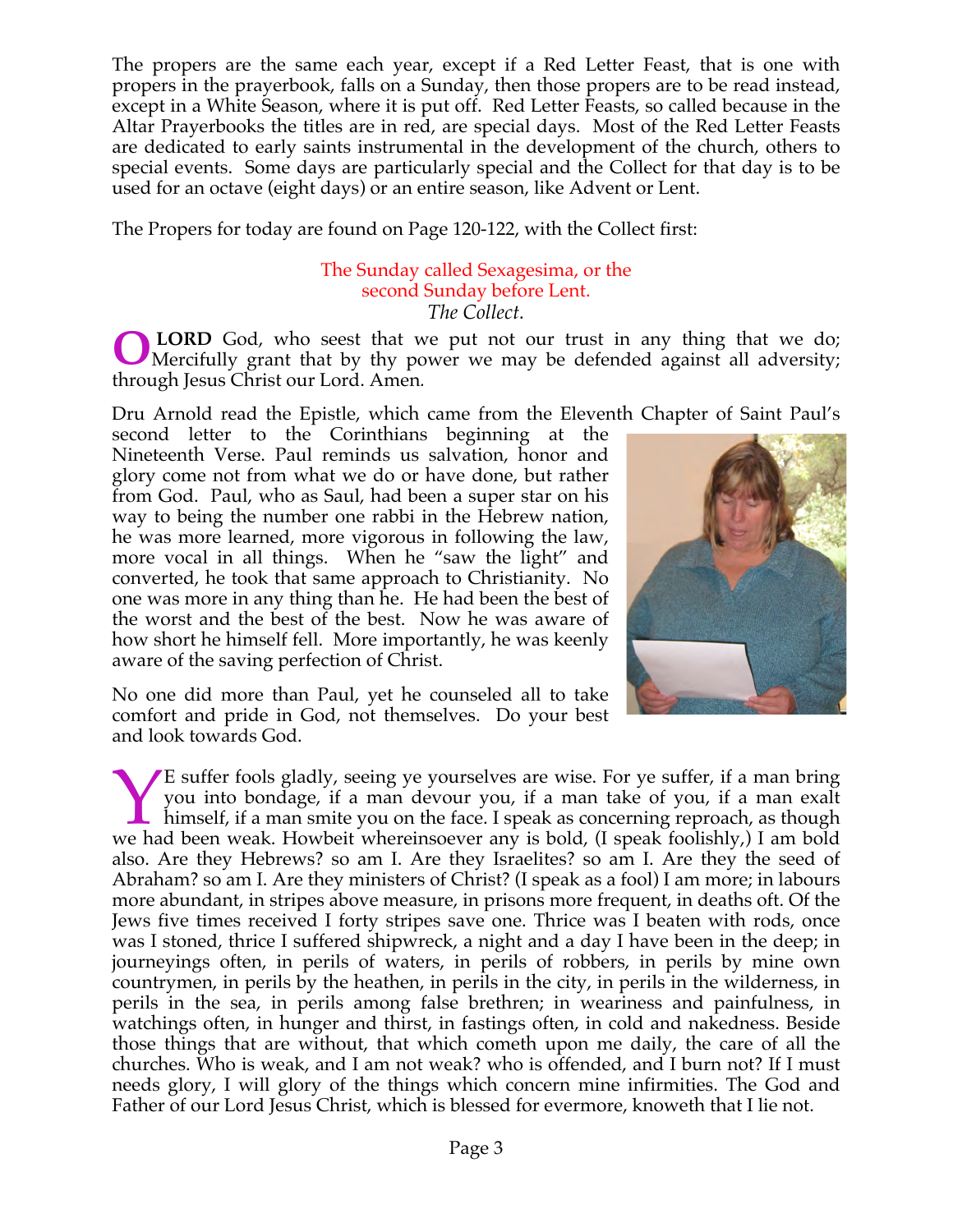The propers are the same each year, except if a Red Letter Feast, that is one with propers in the prayerbook, falls on a Sunday, then those propers are to be read instead, except in a White Season, where it is put off. Red Letter Feasts, so called because in the Altar Prayerbooks the titles are in red, are special days. Most of the Red Letter Feasts are dedicated to early saints instrumental in the development of the church, others to special events. Some days are particularly special and the Collect for that day is to be used for an octave (eight days) or an entire season, like Advent or Lent.

The Propers for today are found on Page 120-122, with the Collect first:

The Sunday called Sexagesima, or the second Sunday before Lent.

*The Collect.*

O **LORD** God, who seest that we put not our trust in any thing that we do; Mercifully grant that by thy power we may be defended against all adversity; through Jesus Christ our Lord. Amen.

Dru Arnold read the Epistle, which came from the Eleventh Chapter of Saint Paul's second letter to the Corinthians beginning at the Nineteenth Verse. Paul reminds us salvation, honor and glory come not from what we do or have done, but rather from God. Paul, who as Saul, had been a super star on his way to being the number one rabbi in the Hebrew nation, he was more learned, more vigorous in following the law, more vocal in all things. When he "saw the light" and converted, he took that same approach to Christianity. No one was more in any thing than he. He had been the best of the worst and the best of the best. Now he was aware of how short he himself fell. More importantly, he was keenly aware of the saving perfection of Christ.

No one did more than Paul, yet he counseled all to take comfort and pride in God, not themselves. Do your best and look towards God.

YE suffer fools gladly, seeing ye yourselves are wise. For ye suffer, if a man bring you into bondage, if a man devour you, if a man take of you, if a man exalt himself, if a man smite you on the face. I speak as concerning reproach, as though we had been weak. Howbeit whereinsoever any is bold, (I speak foolishly,) I am bold also. Are they Hebrews? so am I. Are they Israelites? so am I. Are they the seed of Abraham? so am I. Are they ministers of Christ? (I speak as a fool) I am more; in labours more abundant, in stripes above measure, in prisons more frequent, in deaths oft. Of the Jews five times received I forty stripes save one. Thrice was I beaten with rods, once was I stoned, thrice I suffered shipwreck, a night and a day I have been in the deep; in journeyings often, in perils of waters, in perils of robbers, in perils by mine own countrymen, in perils by the heathen, in perils in the city, in perils in the wilderness, in perils in the sea, in perils among false brethren; in weariness and painfulness, in watchings often, in hunger and thirst, in fastings often, in cold and nakedness. Beside those things that are without, that which cometh upon me daily, the care of all the churches. Who is weak, and I am not weak? who is offended, and I burn not? If I must needs glory, I will glory of the things which concern mine infirmities. The God and Father of our Lord Jesus Christ, which is blessed for evermore, knoweth that I lie not.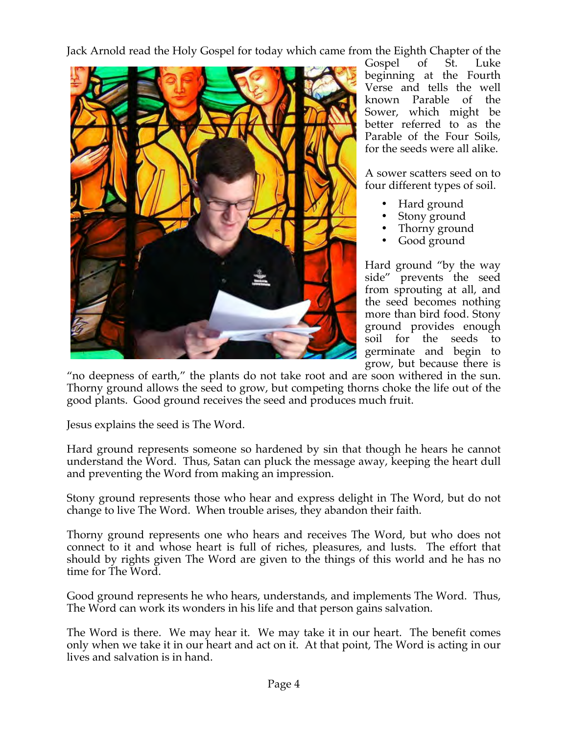Jack Arnold read the Holy Gospel for today which came from the Eighth Chapter of the Gospel of St. Luke beginning at the Fourth Verse and tells the well known Parable of the Sower, which might be better referred to as the Parable of the Four Soils, for the seeds were all alike.

A sower scatters seed on to four different types of soil.

- Hard ground
- Stony ground
- Thorny ground
- Good ground

Hard ground "by the way side" prevents the seed from sprouting at all, and the seed becomes nothing more than bird food. Stony ground provides enough soil for the seeds to germinate and begin to grow, but because there is "no deepness of earth," the plants do not take root and are soon withered in the sun. Thorny ground allows the seed to grow, but competing thorns choke the life out of the good plants. Good ground receives the seed and produces much fruit.

Jesus explains the seed is The Word.

Hard ground represents someone so hardened by sin that though he hears he cannot understand the Word. Thus, Satan can pluck the message away, keeping the heart dull and preventing the Word from making an impression.

Stony ground represents those who hear and express delight in The Word, but do not change to live The Word. When trouble arises, they abandon their faith.

Thorny ground represents one who hears and receives The Word, but who does not connect to it and whose heart is full of riches, pleasures, and lusts. The effort that should by rights given The Word are given to the things of this world and he has no time for The Word.

Good ground represents he who hears, understands, and implements The Word. Thus, The Word can work its wonders in his life and that person gains salvation.

The Word is there. We may hear it. We may take it in our heart. The benefit comes only when we take it in our heart and act on it. At that point, The Word is acting in our lives and salvation is in hand.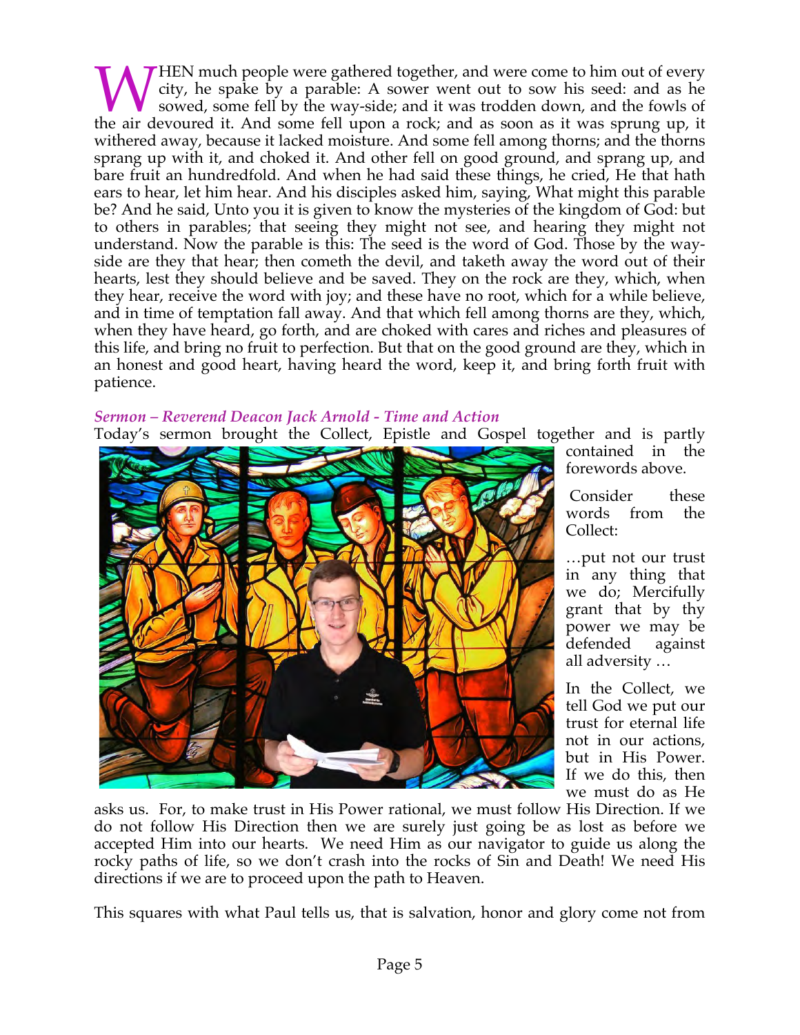WHEN much people were gathered together, and were come to him out of every city, he spake by a parable: A sower went out to sow his seed: and as he sowed, some fell by the way-side; and it was trodden down, and the fowls of the air devoured it. And some fell upon a rock; and as soon as it was sprung up, it withered away, because it lacked moisture. And some fell among thorns; and the thorns sprang up with it, and choked it. And other fell on good ground, and sprang up, and bare fruit an hundredfold. And when he had said these things, he cried, He that hath ears to hear, let him hear. And his disciples asked him, saying, What might this parable be? And he said, Unto you it is given to know the mysteries of the kingdom of God: but to others in parables; that seeing they might not see, and hearing they might not understand. Now the parable is this: The seed is the word of God. Those by the way-side are they that hear; then cometh the devil, and taketh away the word out of their hearts, lest they should believe and be saved. They on the rock are they, which, when they hear, receive the word with joy; and these have no root, which for a while believe, and in time of temptation fall away. And that which fell among thorns are they, which, when they have heard, go forth, and are choked with cares and riches and pleasures of this life, and bring no fruit to perfection. But that on the good ground are they, which in an honest and good heart, having heard the word, keep it, and bring forth fruit with patience.

### *Sermon – Reverend Deacon Jack Arnold - Time and Action*

Today's sermon brought the Collect, Epistle and Gospel together and is partly contained in the forewords above.

Consider these words from the Collect:

…put not our trust in any thing that we do; Mercifully grant that by thy power we may be defended against all adversity …

In the Collect, we tell God we put our trust for eternal life not in our actions, but in His Power. If we do this, then we must do as He asks us. For, to make trust in His Power rational, we must follow His Direction. If we do not follow His Direction then we are surely just going be as lost as before we accepted Him into our hearts. We need Him as our navigator to guide us along the rocky paths of life, so we don't crash into the rocks of Sin and Death! We need His directions if we are to proceed upon the path to Heaven.

This squares with what Paul tells us, that is salvation, honor and glory come not from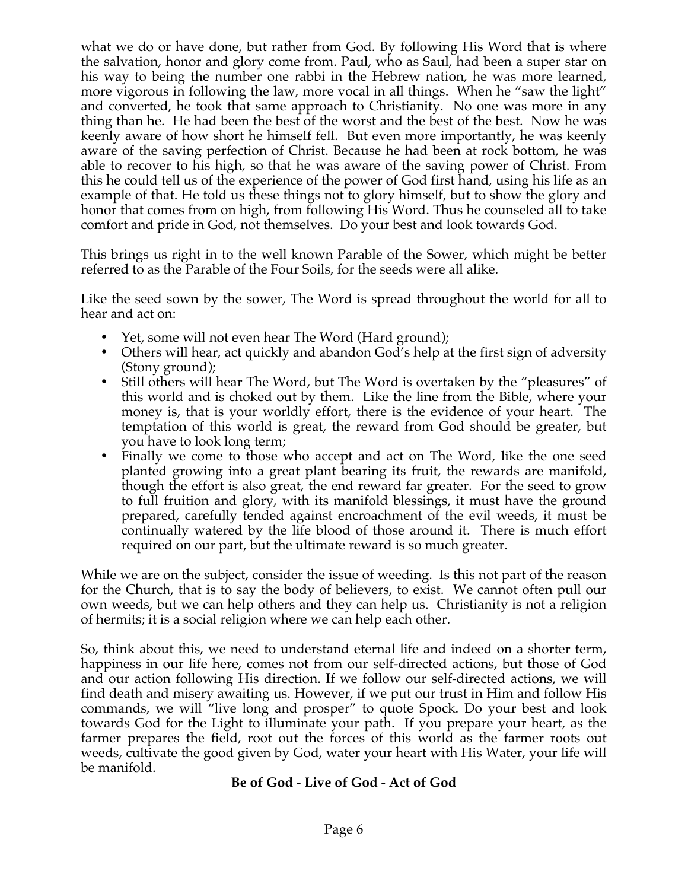what we do or have done, but rather from God. By following His Word that is where the salvation, honor and glory come from. Paul, who as Saul, had been a super star on his way to being the number one rabbi in the Hebrew nation, he was more learned, more vigorous in following the law, more vocal in all things. When he "saw the light" and converted, he took that same approach to Christianity. No one was more in any thing than he. He had been the best of the worst and the best of the best. Now he was keenly aware of how short he himself fell. But even more importantly, he was keenly aware of the saving perfection of Christ. Because he had been at rock bottom, he was able to recover to his high, so that he was aware of the saving power of Christ. From this he could tell us of the experience of the power of God first hand, using his life as an example of that. He told us these things not to glory himself, but to show the glory and honor that comes from on high, from following His Word. Thus he counseled all to take comfort and pride in God, not themselves. Do your best and look towards God.

This brings us right in to the well known Parable of the Sower, which might be better referred to as the Parable of the Four Soils, for the seeds were all alike.

Like the seed sown by the sower, The Word is spread throughout the world for all to hear and act on:

- Yet, some will not even hear The Word (Hard ground);
- Others will hear, act quickly and abandon God's help at the first sign of adversity (Stony ground);
- Still others will hear The Word, but The Word is overtaken by the "pleasures" of this world and is choked out by them. Like the line from the Bible, where your money is, that is your worldly effort, there is the evidence of your heart. The temptation of this world is great, the reward from God should be greater, but you have to look long term;
- Finally we come to those who accept and act on The Word, like the one seed planted growing into a great plant bearing its fruit, the rewards are manifold, though the effort is also great, the end reward far greater. For the seed to grow to full fruition and glory, with its manifold blessings, it must have the ground prepared, carefully tended against encroachment of the evil weeds, it must be continually watered by the life blood of those around it. There is much effort required on our part, but the ultimate reward is so much greater.

While we are on the subject, consider the issue of weeding. Is this not part of the reason for the Church, that is to say the body of believers, to exist. We cannot often pull our own weeds, but we can help others and they can help us. Christianity is not a religion of hermits; it is a social religion where we can help each other.

So, think about this, we need to understand eternal life and indeed on a shorter term, happiness in our life here, comes not from our self-directed actions, but those of God and our action following His direction. If we follow our self-directed actions, we will find death and misery awaiting us. However, if we put our trust in Him and follow His commands, we will "live long and prosper" to quote Spock. Do your best and look towards God for the Light to illuminate your path. If you prepare your heart, as the farmer prepares the field, root out the forces of this world as the farmer roots out weeds, cultivate the good given by God, water your heart with His Water, your life will be manifold.

**Be of God - Live of God - Act of God**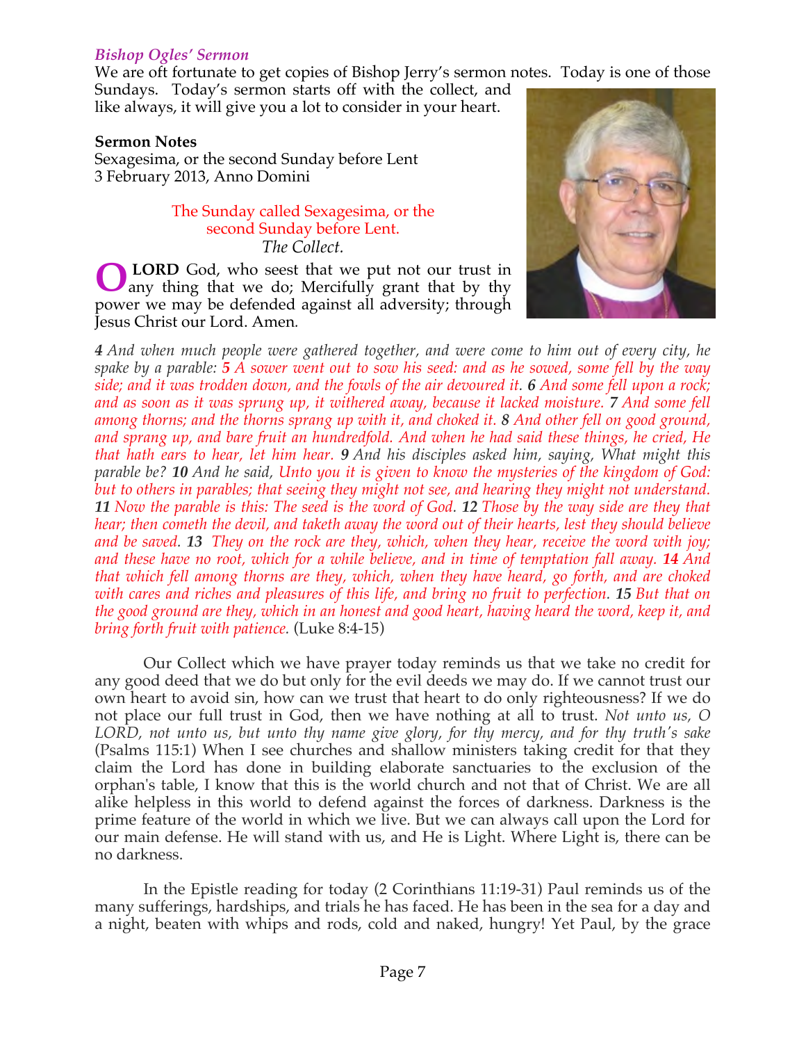### *Bishop Ogles' Sermon*

We are oft fortunate to get copies of Bishop Jerry's sermon notes. Today is one of those Sundays. Today's sermon starts off with the collect, and like always, it will give you a lot to consider in your heart.

**Sermon Notes**
Sexagesima, or the second Sunday before Lent
3 February 2013, Anno Domini

The Sunday called Sexagesima, or the second Sunday before Lent.
*The Collect.*

**O LORD** God, who seest that we put not our trust in any thing that we do; Mercifully grant that by thy power we may be defended against all adversity; through Jesus Christ our Lord. Amen.

***4*** *And when much people were gathered together, and were come to him out of every city, he spake by a parable:* ***5*** *A sower went out to sow his seed: and as he sowed, some fell by the way side; and it was trodden down, and the fowls of the air devoured it.* ***6*** *And some fell upon a rock; and as soon as it was sprung up, it withered away, because it lacked moisture.* ***7*** *And some fell among thorns; and the thorns sprang up with it, and choked it.* ***8*** *And other fell on good ground, and sprang up, and bare fruit an hundredfold. And when he had said these things, he cried, He that hath ears to hear, let him hear.* ***9*** *And his disciples asked him, saying, What might this parable be?* ***10*** *And he said, Unto you it is given to know the mysteries of the kingdom of God: but to others in parables; that seeing they might not see, and hearing they might not understand.* ***11*** *Now the parable is this: The seed is the word of God.* ***12*** *Those by the way side are they that hear; then cometh the devil, and taketh away the word out of their hearts, lest they should believe and be saved.* ***13*** *They on the rock are they, which, when they hear, receive the word with joy; and these have no root, which for a while believe, and in time of temptation fall away.* ***14*** *And that which fell among thorns are they, which, when they have heard, go forth, and are choked with cares and riches and pleasures of this life, and bring no fruit to perfection.* ***15*** *But that on the good ground are they, which in an honest and good heart, having heard the word, keep it, and bring forth fruit with patience.* (Luke 8:4-15)

Our Collect which we have prayer today reminds us that we take no credit for any good deed that we do but only for the evil deeds we may do. If we cannot trust our own heart to avoid sin, how can we trust that heart to do only righteousness? If we do not place our full trust in God, then we have nothing at all to trust. *Not unto us, O LORD, not unto us, but unto thy name give glory, for thy mercy, and for thy truth's sake* (Psalms 115:1) When I see churches and shallow ministers taking credit for that they claim the Lord has done in building elaborate sanctuaries to the exclusion of the orphan's table, I know that this is the world church and not that of Christ. We are all alike helpless in this world to defend against the forces of darkness. Darkness is the prime feature of the world in which we live. But we can always call upon the Lord for our main defense. He will stand with us, and He is Light. Where Light is, there can be no darkness.

In the Epistle reading for today (2 Corinthians 11:19-31) Paul reminds us of the many sufferings, hardships, and trials he has faced. He has been in the sea for a day and a night, beaten with whips and rods, cold and naked, hungry! Yet Paul, by the grace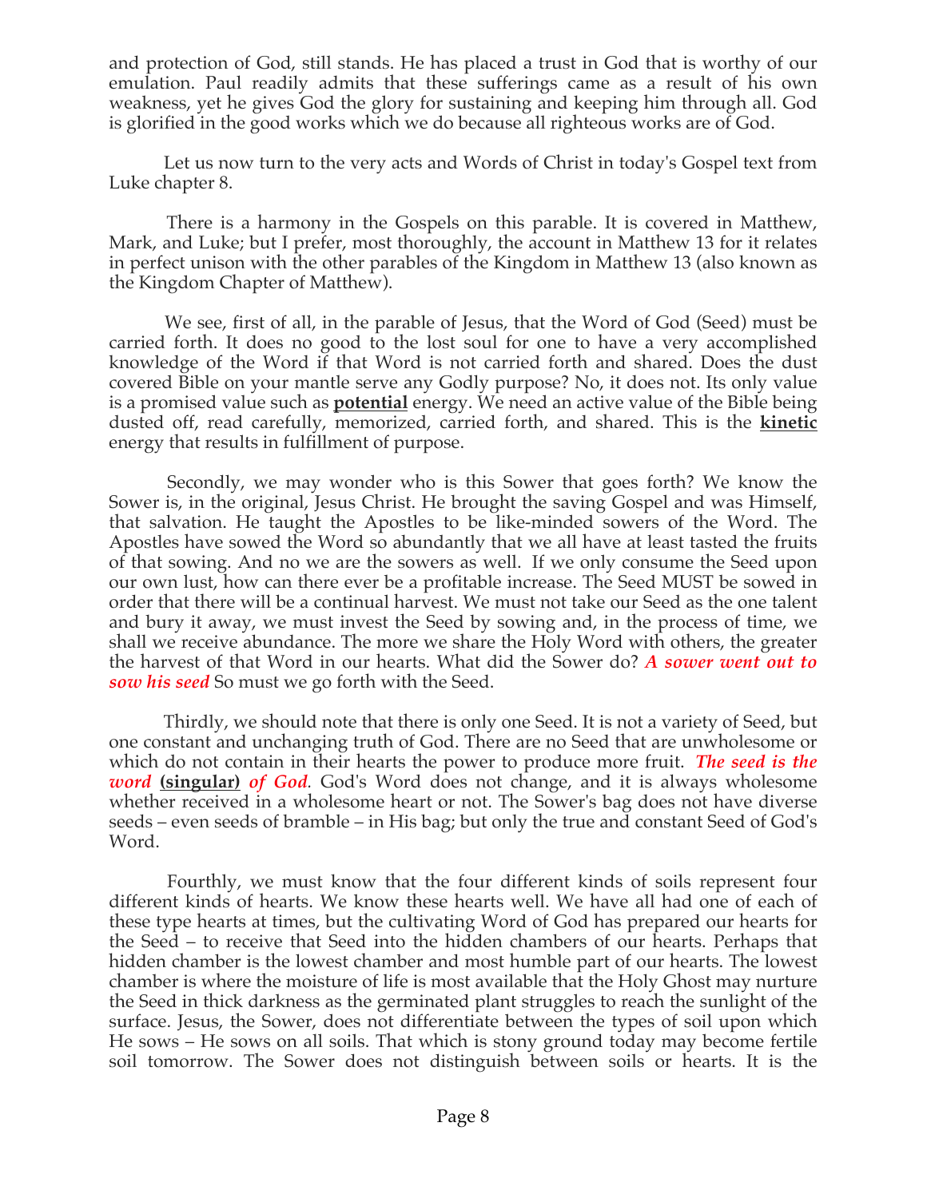and protection of God, still stands. He has placed a trust in God that is worthy of our emulation. Paul readily admits that these sufferings came as a result of his own weakness, yet he gives God the glory for sustaining and keeping him through all. God is glorified in the good works which we do because all righteous works are of God.

Let us now turn to the very acts and Words of Christ in today's Gospel text from Luke chapter 8.

There is a harmony in the Gospels on this parable. It is covered in Matthew, Mark, and Luke; but I prefer, most thoroughly, the account in Matthew 13 for it relates in perfect unison with the other parables of the Kingdom in Matthew 13 (also known as the Kingdom Chapter of Matthew).

We see, first of all, in the parable of Jesus, that the Word of God (Seed) must be carried forth. It does no good to the lost soul for one to have a very accomplished knowledge of the Word if that Word is not carried forth and shared. Does the dust covered Bible on your mantle serve any Godly purpose? No, it does not. Its only value is a promised value such as **potential** energy. We need an active value of the Bible being dusted off, read carefully, memorized, carried forth, and shared. This is the **kinetic** energy that results in fulfillment of purpose.

Secondly, we may wonder who is this Sower that goes forth? We know the Sower is, in the original, Jesus Christ. He brought the saving Gospel and was Himself, that salvation. He taught the Apostles to be like-minded sowers of the Word. The Apostles have sowed the Word so abundantly that we all have at least tasted the fruits of that sowing. And no we are the sowers as well. If we only consume the Seed upon our own lust, how can there ever be a profitable increase. The Seed MUST be sowed in order that there will be a continual harvest. We must not take our Seed as the one talent and bury it away, we must invest the Seed by sowing and, in the process of time, we shall we receive abundance. The more we share the Holy Word with others, the greater the harvest of that Word in our hearts. What did the Sower do? ***A sower went out to sow his seed*** So must we go forth with the Seed.

Thirdly, we should note that there is only one Seed. It is not a variety of Seed, but one constant and unchanging truth of God. There are no Seed that are unwholesome or which do not contain in their hearts the power to produce more fruit. ***The seed is the word*** **(singular)** ***of God***. God's Word does not change, and it is always wholesome whether received in a wholesome heart or not. The Sower's bag does not have diverse seeds – even seeds of bramble – in His bag; but only the true and constant Seed of God's Word.

Fourthly, we must know that the four different kinds of soils represent four different kinds of hearts. We know these hearts well. We have all had one of each of these type hearts at times, but the cultivating Word of God has prepared our hearts for the Seed – to receive that Seed into the hidden chambers of our hearts. Perhaps that hidden chamber is the lowest chamber and most humble part of our hearts. The lowest chamber is where the moisture of life is most available that the Holy Ghost may nurture the Seed in thick darkness as the germinated plant struggles to reach the sunlight of the surface. Jesus, the Sower, does not differentiate between the types of soil upon which He sows – He sows on all soils. That which is stony ground today may become fertile soil tomorrow. The Sower does not distinguish between soils or hearts. It is the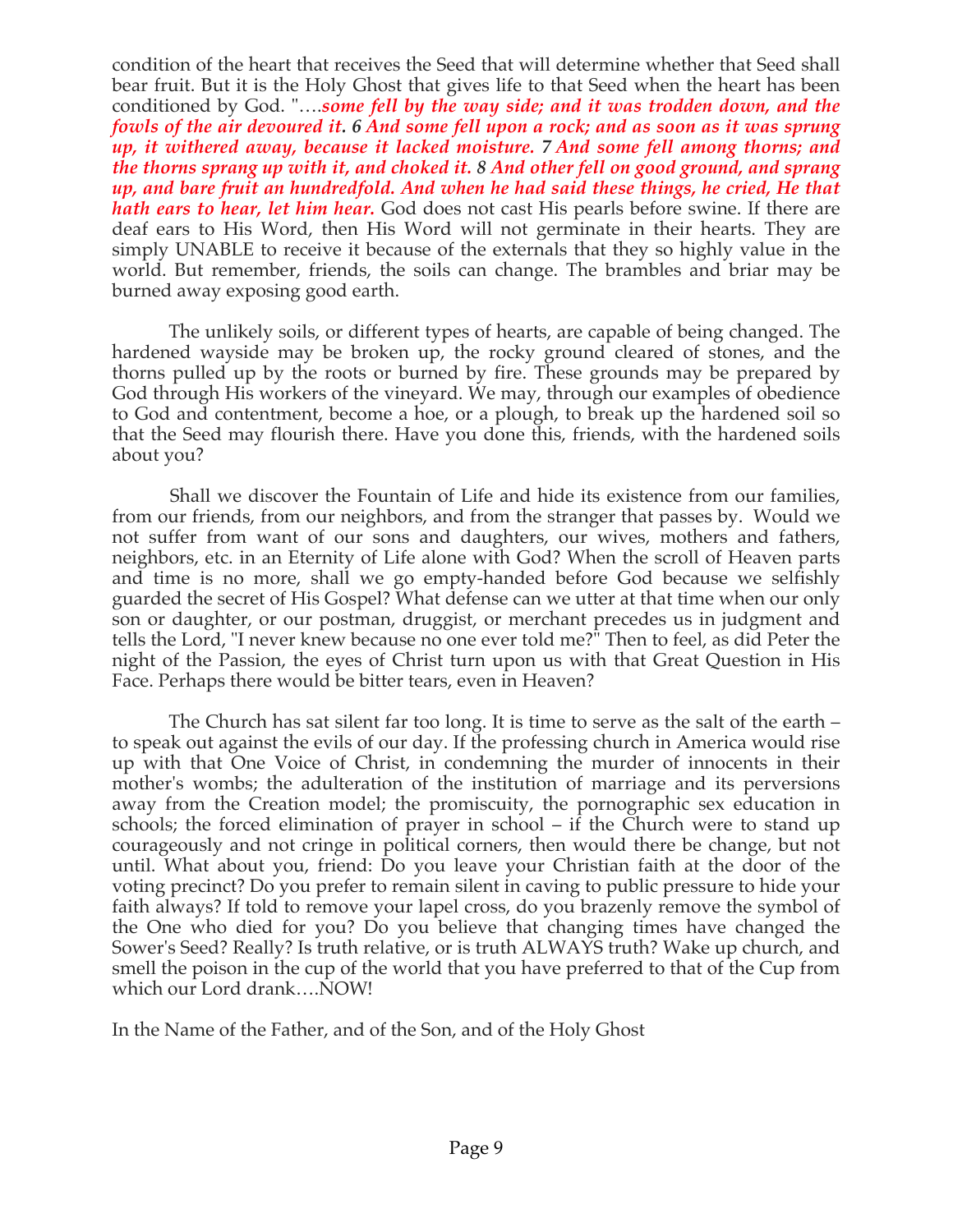condition of the heart that receives the Seed that will determine whether that Seed shall bear fruit. But it is the Holy Ghost that gives life to that Seed when the heart has been conditioned by God. "….***some fell by the way side; and it was trodden down, and the fowls of the air devoured it. 6 And some fell upon a rock; and as soon as it was sprung up, it withered away, because it lacked moisture. 7 And some fell among thorns; and the thorns sprang up with it, and choked it. 8 And other fell on good ground, and sprang up, and bare fruit an hundredfold. And when he had said these things, he cried, He that hath ears to hear, let him hear.*** God does not cast His pearls before swine. If there are deaf ears to His Word, then His Word will not germinate in their hearts. They are simply UNABLE to receive it because of the externals that they so highly value in the world. But remember, friends, the soils can change. The brambles and briar may be burned away exposing good earth.

The unlikely soils, or different types of hearts, are capable of being changed. The hardened wayside may be broken up, the rocky ground cleared of stones, and the thorns pulled up by the roots or burned by fire. These grounds may be prepared by God through His workers of the vineyard. We may, through our examples of obedience to God and contentment, become a hoe, or a plough, to break up the hardened soil so that the Seed may flourish there. Have you done this, friends, with the hardened soils about you?

Shall we discover the Fountain of Life and hide its existence from our families, from our friends, from our neighbors, and from the stranger that passes by. Would we not suffer from want of our sons and daughters, our wives, mothers and fathers, neighbors, etc. in an Eternity of Life alone with God? When the scroll of Heaven parts and time is no more, shall we go empty-handed before God because we selfishly guarded the secret of His Gospel? What defense can we utter at that time when our only son or daughter, or our postman, druggist, or merchant precedes us in judgment and tells the Lord, "I never knew because no one ever told me?" Then to feel, as did Peter the night of the Passion, the eyes of Christ turn upon us with that Great Question in His Face. Perhaps there would be bitter tears, even in Heaven?

The Church has sat silent far too long. It is time to serve as the salt of the earth – to speak out against the evils of our day. If the professing church in America would rise up with that One Voice of Christ, in condemning the murder of innocents in their mother's wombs; the adulteration of the institution of marriage and its perversions away from the Creation model; the promiscuity, the pornographic sex education in schools; the forced elimination of prayer in school – if the Church were to stand up courageously and not cringe in political corners, then would there be change, but not until. What about you, friend: Do you leave your Christian faith at the door of the voting precinct? Do you prefer to remain silent in caving to public pressure to hide your faith always? If told to remove your lapel cross, do you brazenly remove the symbol of the One who died for you? Do you believe that changing times have changed the Sower's Seed? Really? Is truth relative, or is truth ALWAYS truth? Wake up church, and smell the poison in the cup of the world that you have preferred to that of the Cup from which our Lord drank….NOW!

In the Name of the Father, and of the Son, and of the Holy Ghost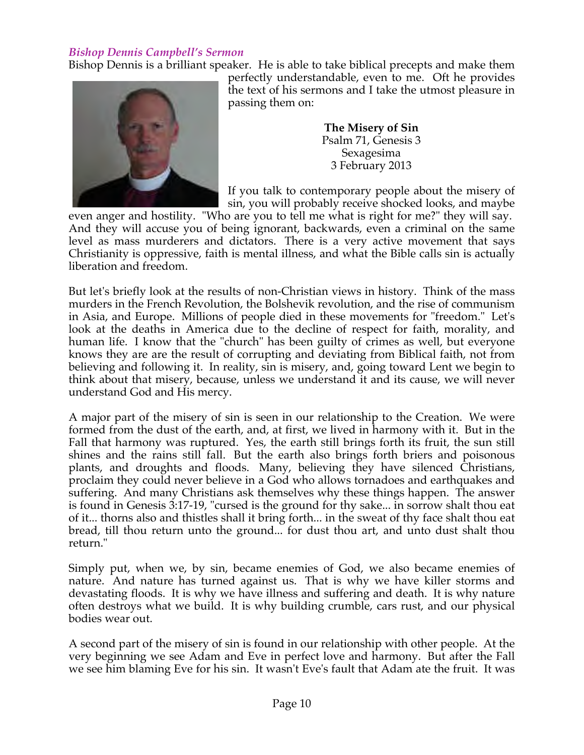### *Bishop Dennis Campbell's Sermon*

Bishop Dennis is a brilliant speaker. He is able to take biblical precepts and make them perfectly understandable, even to me. Oft he provides the text of his sermons and I take the utmost pleasure in passing them on:

**The Misery of Sin**
Psalm 71, Genesis 3
Sexagesima
3 February 2013

If you talk to contemporary people about the misery of sin, you will probably receive shocked looks, and maybe even anger and hostility. "Who are you to tell me what is right for me?" they will say. And they will accuse you of being ignorant, backwards, even a criminal on the same level as mass murderers and dictators. There is a very active movement that says Christianity is oppressive, faith is mental illness, and what the Bible calls sin is actually liberation and freedom.

But let's briefly look at the results of non-Christian views in history. Think of the mass murders in the French Revolution, the Bolshevik revolution, and the rise of communism in Asia, and Europe. Millions of people died in these movements for "freedom." Let's look at the deaths in America due to the decline of respect for faith, morality, and human life. I know that the "church" has been guilty of crimes as well, but everyone knows they are are the result of corrupting and deviating from Biblical faith, not from believing and following it. In reality, sin is misery, and, going toward Lent we begin to think about that misery, because, unless we understand it and its cause, we will never understand God and His mercy.

A major part of the misery of sin is seen in our relationship to the Creation. We were formed from the dust of the earth, and, at first, we lived in harmony with it. But in the Fall that harmony was ruptured. Yes, the earth still brings forth its fruit, the sun still shines and the rains still fall. But the earth also brings forth briers and poisonous plants, and droughts and floods. Many, believing they have silenced Christians, proclaim they could never believe in a God who allows tornadoes and earthquakes and suffering. And many Christians ask themselves why these things happen. The answer is found in Genesis 3:17-19, "cursed is the ground for thy sake... in sorrow shalt thou eat of it... thorns also and thistles shall it bring forth... in the sweat of thy face shalt thou eat bread, till thou return unto the ground... for dust thou art, and unto dust shalt thou return."

Simply put, when we, by sin, became enemies of God, we also became enemies of nature. And nature has turned against us. That is why we have killer storms and devastating floods. It is why we have illness and suffering and death. It is why nature often destroys what we build. It is why building crumble, cars rust, and our physical bodies wear out.

A second part of the misery of sin is found in our relationship with other people. At the very beginning we see Adam and Eve in perfect love and harmony. But after the Fall we see him blaming Eve for his sin. It wasn't Eve's fault that Adam ate the fruit. It was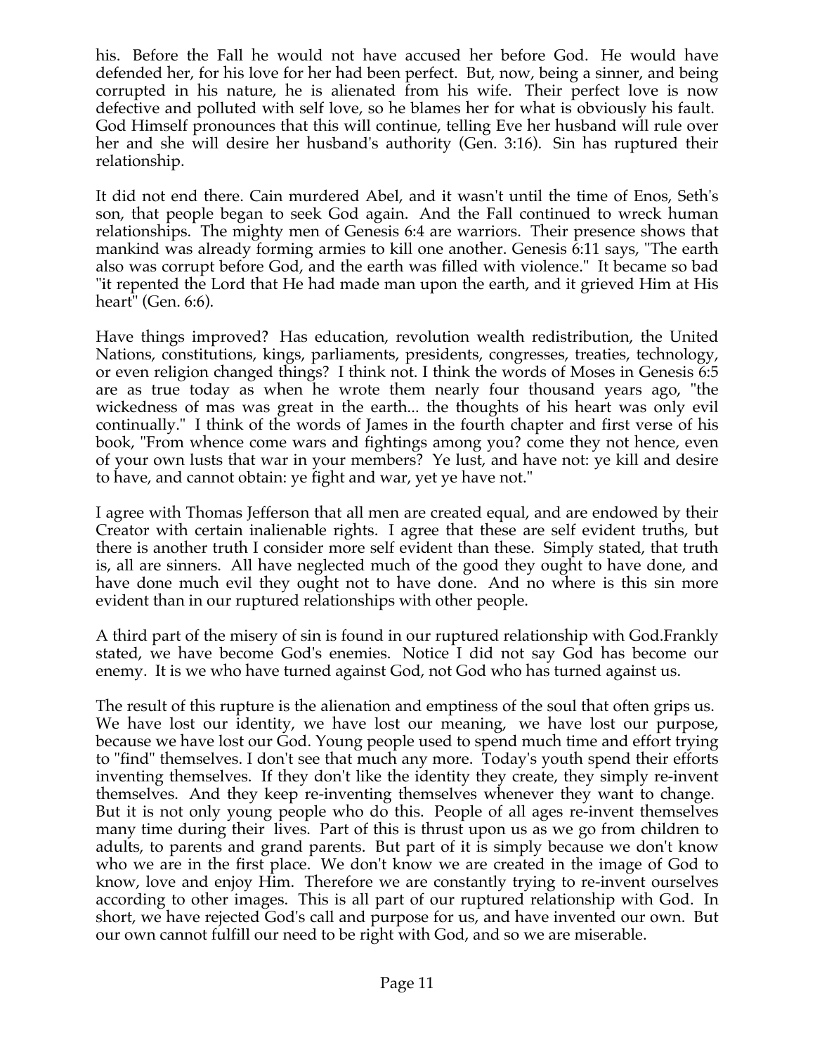his. Before the Fall he would not have accused her before God. He would have defended her, for his love for her had been perfect. But, now, being a sinner, and being corrupted in his nature, he is alienated from his wife. Their perfect love is now defective and polluted with self love, so he blames her for what is obviously his fault. God Himself pronounces that this will continue, telling Eve her husband will rule over her and she will desire her husband's authority (Gen. 3:16). Sin has ruptured their relationship.

It did not end there. Cain murdered Abel, and it wasn't until the time of Enos, Seth's son, that people began to seek God again. And the Fall continued to wreck human relationships. The mighty men of Genesis 6:4 are warriors. Their presence shows that mankind was already forming armies to kill one another. Genesis 6:11 says, "The earth also was corrupt before God, and the earth was filled with violence." It became so bad "it repented the Lord that He had made man upon the earth, and it grieved Him at His heart" (Gen. 6:6).

Have things improved? Has education, revolution wealth redistribution, the United Nations, constitutions, kings, parliaments, presidents, congresses, treaties, technology, or even religion changed things? I think not. I think the words of Moses in Genesis 6:5 are as true today as when he wrote them nearly four thousand years ago, "the wickedness of mas was great in the earth... the thoughts of his heart was only evil continually." I think of the words of James in the fourth chapter and first verse of his book, "From whence come wars and fightings among you? come they not hence, even of your own lusts that war in your members? Ye lust, and have not: ye kill and desire to have, and cannot obtain: ye fight and war, yet ye have not."

I agree with Thomas Jefferson that all men are created equal, and are endowed by their Creator with certain inalienable rights. I agree that these are self evident truths, but there is another truth I consider more self evident than these. Simply stated, that truth is, all are sinners. All have neglected much of the good they ought to have done, and have done much evil they ought not to have done. And no where is this sin more evident than in our ruptured relationships with other people.

A third part of the misery of sin is found in our ruptured relationship with God.Frankly stated, we have become God's enemies. Notice I did not say God has become our enemy. It is we who have turned against God, not God who has turned against us.

The result of this rupture is the alienation and emptiness of the soul that often grips us. We have lost our identity, we have lost our meaning, we have lost our purpose, because we have lost our God. Young people used to spend much time and effort trying to "find" themselves. I don't see that much any more. Today's youth spend their efforts inventing themselves. If they don't like the identity they create, they simply re-invent themselves. And they keep re-inventing themselves whenever they want to change. But it is not only young people who do this. People of all ages re-invent themselves many time during their lives. Part of this is thrust upon us as we go from children to adults, to parents and grand parents. But part of it is simply because we don't know who we are in the first place. We don't know we are created in the image of God to know, love and enjoy Him. Therefore we are constantly trying to re-invent ourselves according to other images. This is all part of our ruptured relationship with God. In short, we have rejected God's call and purpose for us, and have invented our own. But our own cannot fulfill our need to be right with God, and so we are miserable.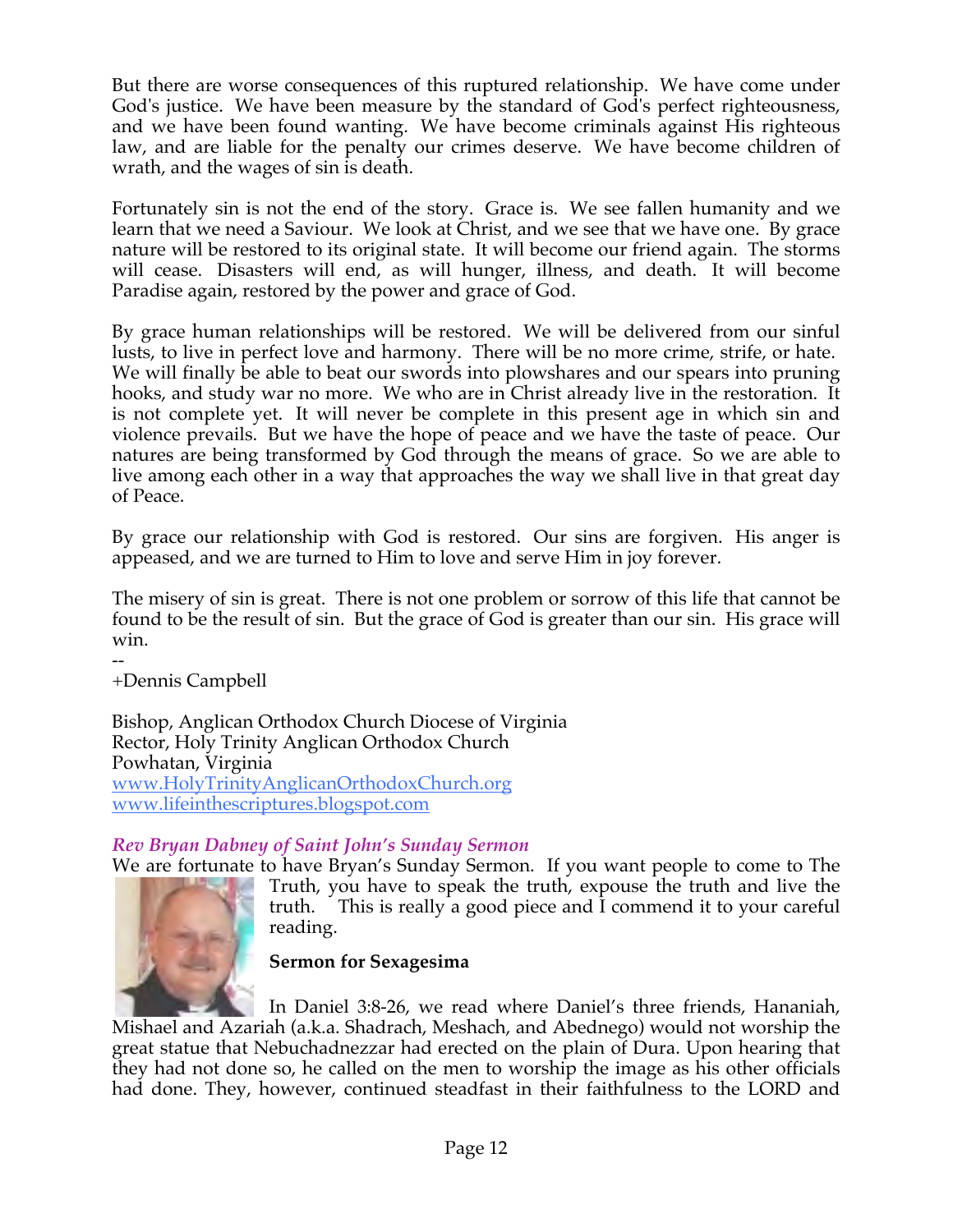But there are worse consequences of this ruptured relationship. We have come under God's justice. We have been measure by the standard of God's perfect righteousness, and we have been found wanting. We have become criminals against His righteous law, and are liable for the penalty our crimes deserve. We have become children of wrath, and the wages of sin is death.

Fortunately sin is not the end of the story. Grace is. We see fallen humanity and we learn that we need a Saviour. We look at Christ, and we see that we have one. By grace nature will be restored to its original state. It will become our friend again. The storms will cease. Disasters will end, as will hunger, illness, and death. It will become Paradise again, restored by the power and grace of God.

By grace human relationships will be restored. We will be delivered from our sinful lusts, to live in perfect love and harmony. There will be no more crime, strife, or hate. We will finally be able to beat our swords into plowshares and our spears into pruning hooks, and study war no more. We who are in Christ already live in the restoration. It is not complete yet. It will never be complete in this present age in which sin and violence prevails. But we have the hope of peace and we have the taste of peace. Our natures are being transformed by God through the means of grace. So we are able to live among each other in a way that approaches the way we shall live in that great day of Peace.

By grace our relationship with God is restored. Our sins are forgiven. His anger is appeased, and we are turned to Him to love and serve Him in joy forever.

The misery of sin is great. There is not one problem or sorrow of this life that cannot be found to be the result of sin. But the grace of God is greater than our sin. His grace will win.

--
+Dennis Campbell

Bishop, Anglican Orthodox Church Diocese of Virginia
Rector, Holy Trinity Anglican Orthodox Church
Powhatan, Virginia
www.HolyTrinityAnglicanOrthodoxChurch.org
www.lifeinthescriptures.blogspot.com

***Rev Bryan Dabney of Saint John's Sunday Sermon***

We are fortunate to have Bryan's Sunday Sermon. If you want people to come to The Truth, you have to speak the truth, expouse the truth and live the truth. This is really a good piece and I commend it to your careful reading.

**Sermon for Sexagesima**

In Daniel 3:8-26, we read where Daniel's three friends, Hananiah, Mishael and Azariah (a.k.a. Shadrach, Meshach, and Abednego) would not worship the great statue that Nebuchadnezzar had erected on the plain of Dura. Upon hearing that they had not done so, he called on the men to worship the image as his other officials had done. They, however, continued steadfast in their faithfulness to the LORD and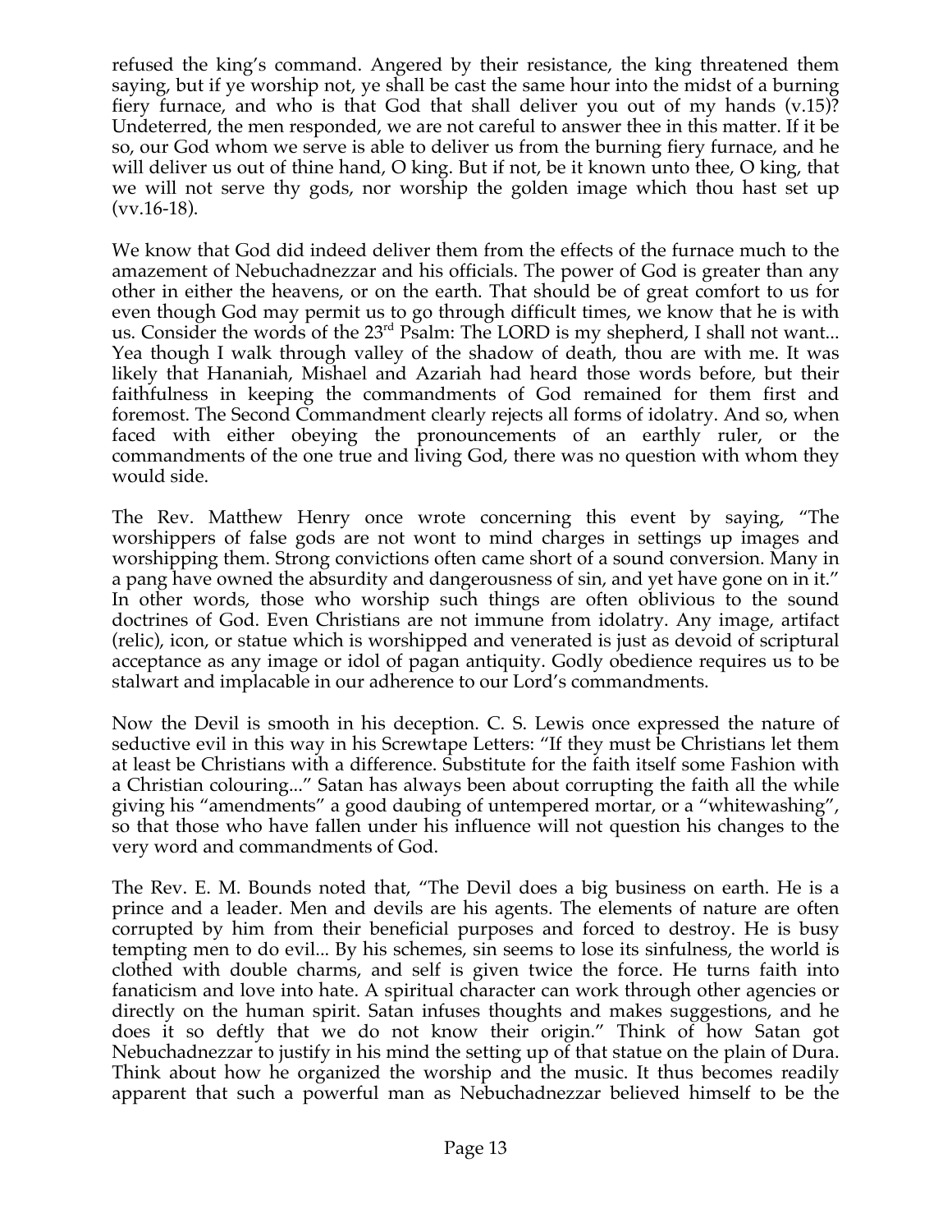refused the king's command. Angered by their resistance, the king threatened them saying, but if ye worship not, ye shall be cast the same hour into the midst of a burning fiery furnace, and who is that God that shall deliver you out of my hands (v.15)? Undeterred, the men responded, we are not careful to answer thee in this matter. If it be so, our God whom we serve is able to deliver us from the burning fiery furnace, and he will deliver us out of thine hand, O king. But if not, be it known unto thee, O king, that we will not serve thy gods, nor worship the golden image which thou hast set up (vv.16-18).

We know that God did indeed deliver them from the effects of the furnace much to the amazement of Nebuchadnezzar and his officials. The power of God is greater than any other in either the heavens, or on the earth. That should be of great comfort to us for even though God may permit us to go through difficult times, we know that he is with us. Consider the words of the 23rd Psalm: The LORD is my shepherd, I shall not want... Yea though I walk through valley of the shadow of death, thou are with me. It was likely that Hananiah, Mishael and Azariah had heard those words before, but their faithfulness in keeping the commandments of God remained for them first and foremost. The Second Commandment clearly rejects all forms of idolatry. And so, when faced with either obeying the pronouncements of an earthly ruler, or the commandments of the one true and living God, there was no question with whom they would side.

The Rev. Matthew Henry once wrote concerning this event by saying, "The worshippers of false gods are not wont to mind charges in settings up images and worshipping them. Strong convictions often came short of a sound conversion. Many in a pang have owned the absurdity and dangerousness of sin, and yet have gone on in it." In other words, those who worship such things are often oblivious to the sound doctrines of God. Even Christians are not immune from idolatry. Any image, artifact (relic), icon, or statue which is worshipped and venerated is just as devoid of scriptural acceptance as any image or idol of pagan antiquity. Godly obedience requires us to be stalwart and implacable in our adherence to our Lord's commandments.

Now the Devil is smooth in his deception. C. S. Lewis once expressed the nature of seductive evil in this way in his Screwtape Letters: "If they must be Christians let them at least be Christians with a difference. Substitute for the faith itself some Fashion with a Christian colouring..." Satan has always been about corrupting the faith all the while giving his "amendments" a good daubing of untempered mortar, or a "whitewashing", so that those who have fallen under his influence will not question his changes to the very word and commandments of God.

The Rev. E. M. Bounds noted that, "The Devil does a big business on earth. He is a prince and a leader. Men and devils are his agents. The elements of nature are often corrupted by him from their beneficial purposes and forced to destroy. He is busy tempting men to do evil... By his schemes, sin seems to lose its sinfulness, the world is clothed with double charms, and self is given twice the force. He turns faith into fanaticism and love into hate. A spiritual character can work through other agencies or directly on the human spirit. Satan infuses thoughts and makes suggestions, and he does it so deftly that we do not know their origin." Think of how Satan got Nebuchadnezzar to justify in his mind the setting up of that statue on the plain of Dura. Think about how he organized the worship and the music. It thus becomes readily apparent that such a powerful man as Nebuchadnezzar believed himself to be the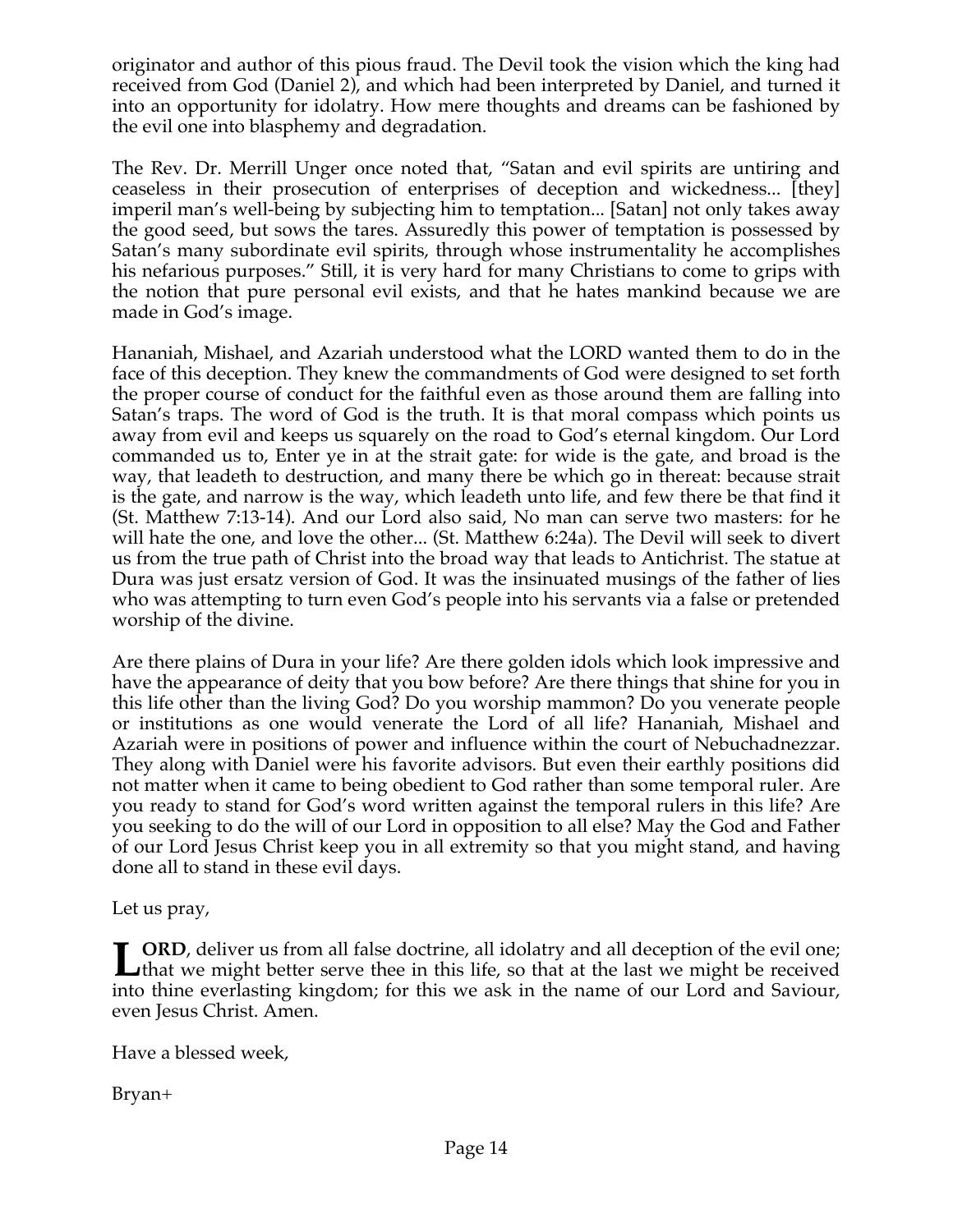originator and author of this pious fraud. The Devil took the vision which the king had received from God (Daniel 2), and which had been interpreted by Daniel, and turned it into an opportunity for idolatry. How mere thoughts and dreams can be fashioned by the evil one into blasphemy and degradation.

The Rev. Dr. Merrill Unger once noted that, "Satan and evil spirits are untiring and ceaseless in their prosecution of enterprises of deception and wickedness... [they] imperil man's well-being by subjecting him to temptation... [Satan] not only takes away the good seed, but sows the tares. Assuredly this power of temptation is possessed by Satan's many subordinate evil spirits, through whose instrumentality he accomplishes his nefarious purposes." Still, it is very hard for many Christians to come to grips with the notion that pure personal evil exists, and that he hates mankind because we are made in God's image.

Hananiah, Mishael, and Azariah understood what the LORD wanted them to do in the face of this deception. They knew the commandments of God were designed to set forth the proper course of conduct for the faithful even as those around them are falling into Satan's traps. The word of God is the truth. It is that moral compass which points us away from evil and keeps us squarely on the road to God's eternal kingdom. Our Lord commanded us to, Enter ye in at the strait gate: for wide is the gate, and broad is the way, that leadeth to destruction, and many there be which go in thereat: because strait is the gate, and narrow is the way, which leadeth unto life, and few there be that find it (St. Matthew 7:13-14). And our Lord also said, No man can serve two masters: for he will hate the one, and love the other... (St. Matthew 6:24a). The Devil will seek to divert us from the true path of Christ into the broad way that leads to Antichrist. The statue at Dura was just ersatz version of God. It was the insinuated musings of the father of lies who was attempting to turn even God's people into his servants via a false or pretended worship of the divine.

Are there plains of Dura in your life? Are there golden idols which look impressive and have the appearance of deity that you bow before? Are there things that shine for you in this life other than the living God? Do you worship mammon? Do you venerate people or institutions as one would venerate the Lord of all life? Hananiah, Mishael and Azariah were in positions of power and influence within the court of Nebuchadnezzar. They along with Daniel were his favorite advisors. But even their earthly positions did not matter when it came to being obedient to God rather than some temporal ruler. Are you ready to stand for God's word written against the temporal rulers in this life? Are you seeking to do the will of our Lord in opposition to all else? May the God and Father of our Lord Jesus Christ keep you in all extremity so that you might stand, and having done all to stand in these evil days.

Let us pray,

**LORD**, deliver us from all false doctrine, all idolatry and all deception of the evil one; that we might better serve thee in this life, so that at the last we might be received into thine everlasting kingdom; for this we ask in the name of our Lord and Saviour, even Jesus Christ. Amen.

Have a blessed week,

Bryan+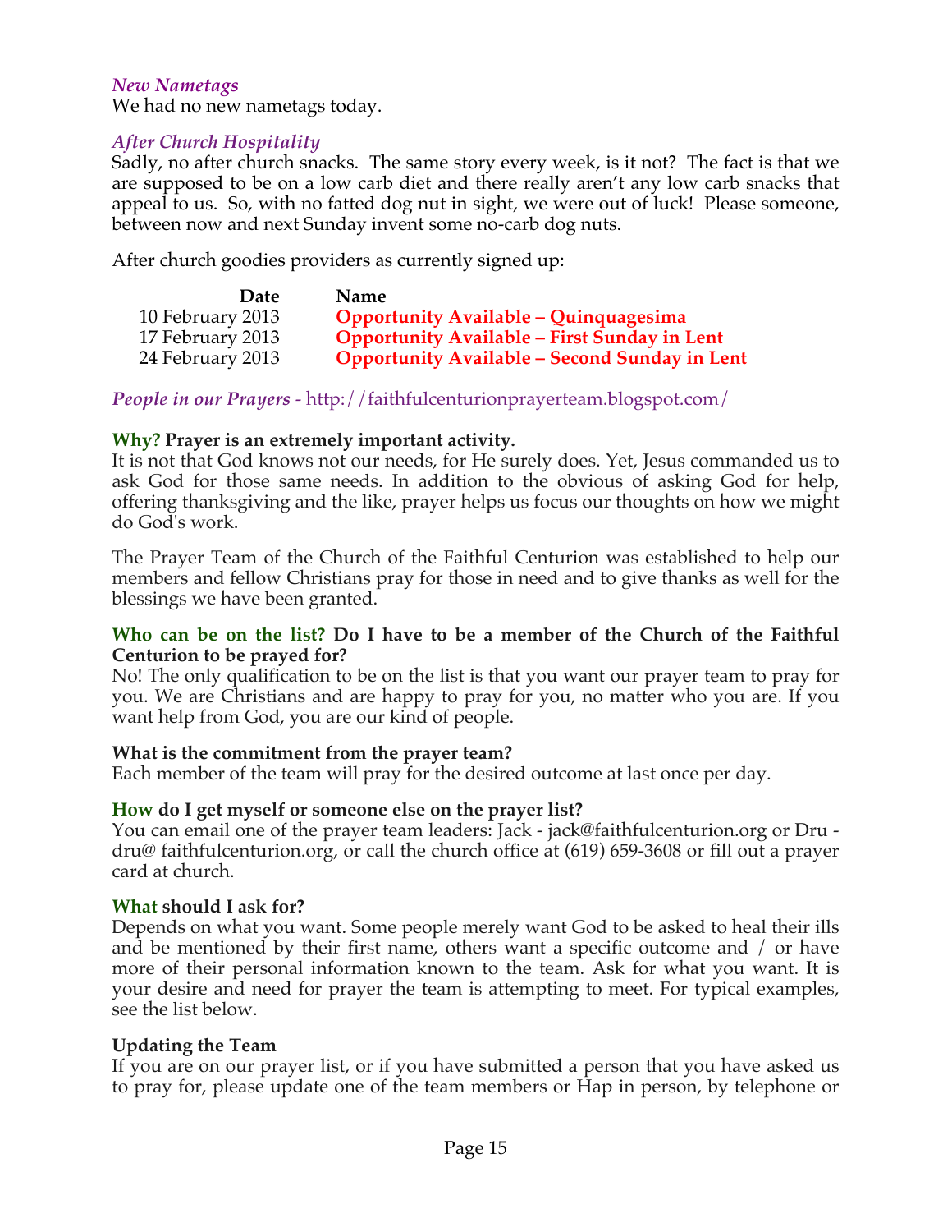*New Nametags*

We had no new nametags today.

*After Church Hospitality*

Sadly, no after church snacks. The same story every week, is it not? The fact is that we are supposed to be on a low carb diet and there really aren't any low carb snacks that appeal to us. So, with no fatted dog nut in sight, we were out of luck! Please someone, between now and next Sunday invent some no-carb dog nuts.

After church goodies providers as currently signed up:

| Date | Name |
|---|---|
| 10 February 2013 | **Opportunity Available – Quinquagesima** |
| 17 February 2013 | **Opportunity Available – First Sunday in Lent** |
| 24 February 2013 | **Opportunity Available – Second Sunday in Lent** |

***People in our Prayers*** - http://faithfulcenturionprayerteam.blogspot.com/

**Why? Prayer is an extremely important activity.**

It is not that God knows not our needs, for He surely does. Yet, Jesus commanded us to ask God for those same needs. In addition to the obvious of asking God for help, offering thanksgiving and the like, prayer helps us focus our thoughts on how we might do God's work.

The Prayer Team of the Church of the Faithful Centurion was established to help our members and fellow Christians pray for those in need and to give thanks as well for the blessings we have been granted.

**Who can be on the list? Do I have to be a member of the Church of the Faithful Centurion to be prayed for?**

No! The only qualification to be on the list is that you want our prayer team to pray for you. We are Christians and are happy to pray for you, no matter who you are. If you want help from God, you are our kind of people.

**What is the commitment from the prayer team?**

Each member of the team will pray for the desired outcome at last once per day.

**How do I get myself or someone else on the prayer list?**

You can email one of the prayer team leaders: Jack - jack@faithfulcenturion.org or Dru - dru@ faithfulcenturion.org, or call the church office at (619) 659-3608 or fill out a prayer card at church.

**What should I ask for?**

Depends on what you want. Some people merely want God to be asked to heal their ills and be mentioned by their first name, others want a specific outcome and / or have more of their personal information known to the team. Ask for what you want. It is your desire and need for prayer the team is attempting to meet. For typical examples, see the list below.

**Updating the Team**

If you are on our prayer list, or if you have submitted a person that you have asked us to pray for, please update one of the team members or Hap in person, by telephone or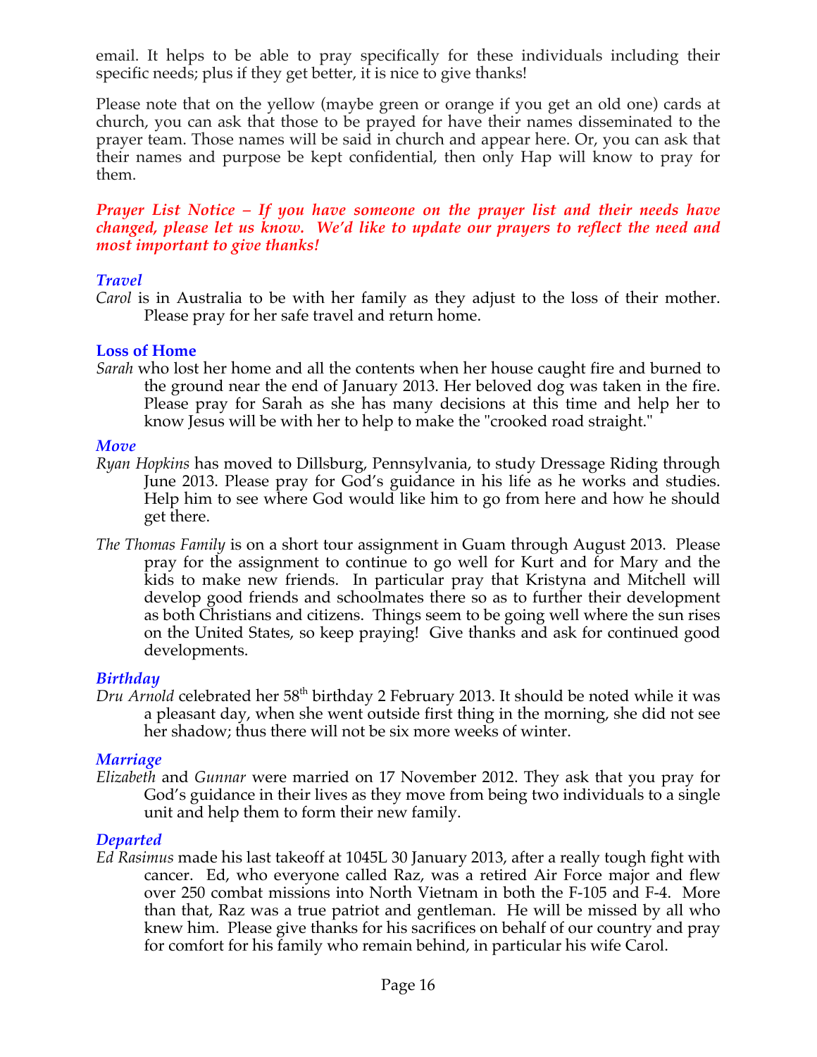email. It helps to be able to pray specifically for these individuals including their specific needs; plus if they get better, it is nice to give thanks!

Please note that on the yellow (maybe green or orange if you get an old one) cards at church, you can ask that those to be prayed for have their names disseminated to the prayer team. Those names will be said in church and appear here. Or, you can ask that their names and purpose be kept confidential, then only Hap will know to pray for them.

***Prayer List Notice – If you have someone on the prayer list and their needs have changed, please let us know. We'd like to update our prayers to reflect the need and most important to give thanks!***

### *Travel*

*Carol* is in Australia to be with her family as they adjust to the loss of their mother. Please pray for her safe travel and return home.

### **Loss of Home**

*Sarah* who lost her home and all the contents when her house caught fire and burned to the ground near the end of January 2013. Her beloved dog was taken in the fire. Please pray for Sarah as she has many decisions at this time and help her to know Jesus will be with her to help to make the "crooked road straight."

### *Move*

*Ryan Hopkins* has moved to Dillsburg, Pennsylvania, to study Dressage Riding through June 2013. Please pray for God's guidance in his life as he works and studies. Help him to see where God would like him to go from here and how he should get there.

*The Thomas Family* is on a short tour assignment in Guam through August 2013. Please pray for the assignment to continue to go well for Kurt and for Mary and the kids to make new friends. In particular pray that Kristyna and Mitchell will develop good friends and schoolmates there so as to further their development as both Christians and citizens. Things seem to be going well where the sun rises on the United States, so keep praying! Give thanks and ask for continued good developments.

### *Birthday*

*Dru Arnold* celebrated her 58th birthday 2 February 2013. It should be noted while it was a pleasant day, when she went outside first thing in the morning, she did not see her shadow; thus there will not be six more weeks of winter.

### *Marriage*

*Elizabeth* and *Gunnar* were married on 17 November 2012. They ask that you pray for God's guidance in their lives as they move from being two individuals to a single unit and help them to form their new family.

### *Departed*

*Ed Rasimus* made his last takeoff at 1045L 30 January 2013, after a really tough fight with cancer. Ed, who everyone called Raz, was a retired Air Force major and flew over 250 combat missions into North Vietnam in both the F-105 and F-4. More than that, Raz was a true patriot and gentleman. He will be missed by all who knew him. Please give thanks for his sacrifices on behalf of our country and pray for comfort for his family who remain behind, in particular his wife Carol.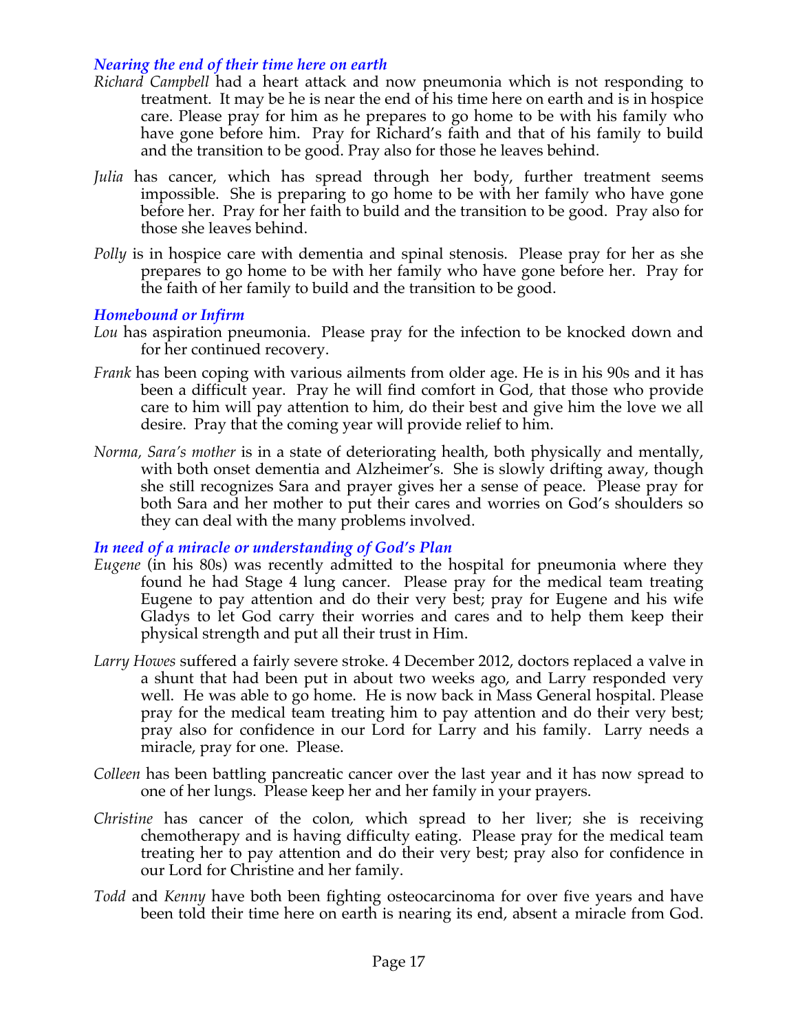### *Nearing the end of their time here on earth*

*Richard Campbell* had a heart attack and now pneumonia which is not responding to treatment. It may be he is near the end of his time here on earth and is in hospice care. Please pray for him as he prepares to go home to be with his family who have gone before him. Pray for Richard's faith and that of his family to build and the transition to be good. Pray also for those he leaves behind.

*Julia* has cancer, which has spread through her body, further treatment seems impossible. She is preparing to go home to be with her family who have gone before her. Pray for her faith to build and the transition to be good. Pray also for those she leaves behind.

*Polly* is in hospice care with dementia and spinal stenosis. Please pray for her as she prepares to go home to be with her family who have gone before her. Pray for the faith of her family to build and the transition to be good.

### *Homebound or Infirm*

*Lou* has aspiration pneumonia. Please pray for the infection to be knocked down and for her continued recovery.

*Frank* has been coping with various ailments from older age. He is in his 90s and it has been a difficult year. Pray he will find comfort in God, that those who provide care to him will pay attention to him, do their best and give him the love we all desire. Pray that the coming year will provide relief to him.

*Norma, Sara's mother* is in a state of deteriorating health, both physically and mentally, with both onset dementia and Alzheimer's. She is slowly drifting away, though she still recognizes Sara and prayer gives her a sense of peace. Please pray for both Sara and her mother to put their cares and worries on God's shoulders so they can deal with the many problems involved.

### *In need of a miracle or understanding of God's Plan*

*Eugene* (in his 80s) was recently admitted to the hospital for pneumonia where they found he had Stage 4 lung cancer. Please pray for the medical team treating Eugene to pay attention and do their very best; pray for Eugene and his wife Gladys to let God carry their worries and cares and to help them keep their physical strength and put all their trust in Him.

*Larry Howes* suffered a fairly severe stroke. 4 December 2012, doctors replaced a valve in a shunt that had been put in about two weeks ago, and Larry responded very well. He was able to go home. He is now back in Mass General hospital. Please pray for the medical team treating him to pay attention and do their very best; pray also for confidence in our Lord for Larry and his family. Larry needs a miracle, pray for one. Please.

*Colleen* has been battling pancreatic cancer over the last year and it has now spread to one of her lungs. Please keep her and her family in your prayers.

*Christine* has cancer of the colon, which spread to her liver; she is receiving chemotherapy and is having difficulty eating. Please pray for the medical team treating her to pay attention and do their very best; pray also for confidence in our Lord for Christine and her family.

*Todd* and *Kenny* have both been fighting osteocarcinoma for over five years and have been told their time here on earth is nearing its end, absent a miracle from God.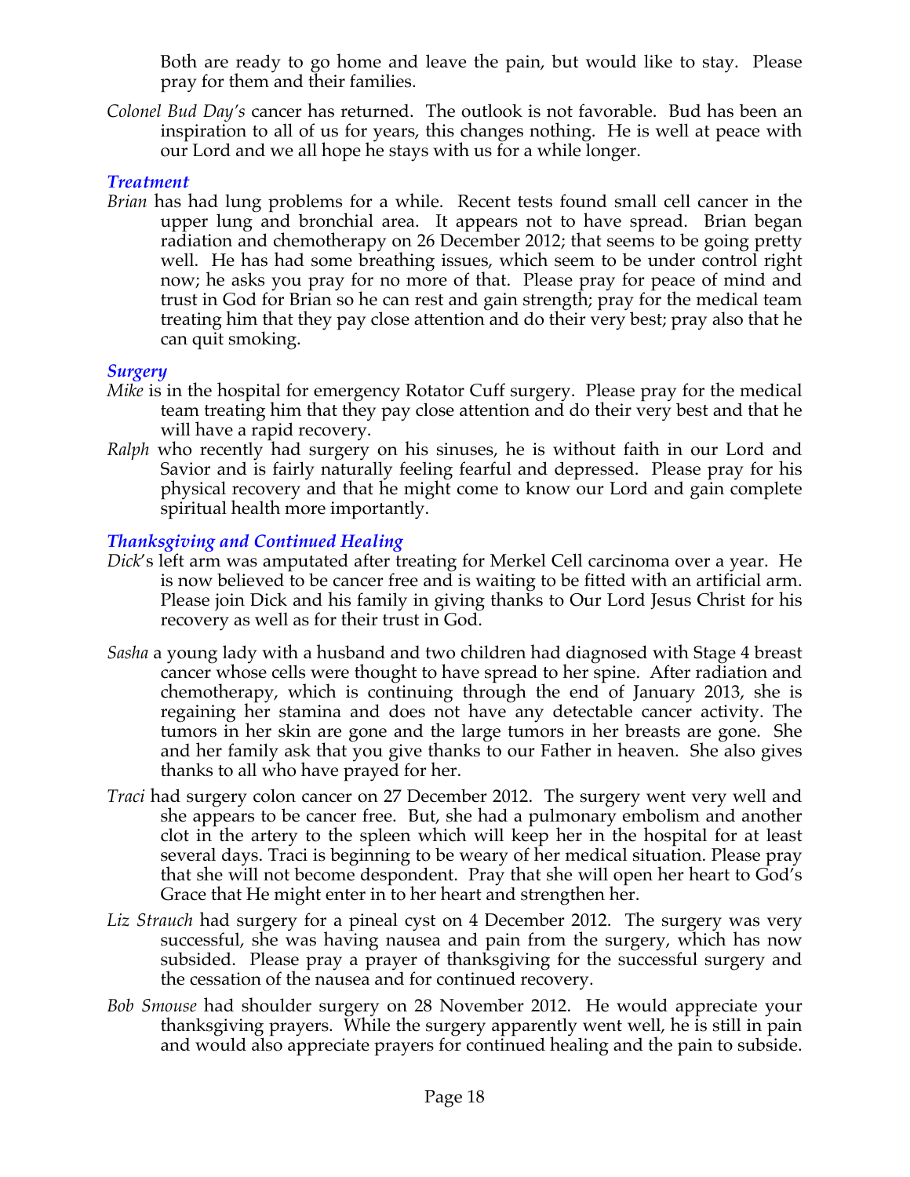Both are ready to go home and leave the pain, but would like to stay. Please pray for them and their families.

*Colonel Bud Day's* cancer has returned. The outlook is not favorable. Bud has been an inspiration to all of us for years, this changes nothing. He is well at peace with our Lord and we all hope he stays with us for a while longer.

### *Treatment*

*Brian* has had lung problems for a while. Recent tests found small cell cancer in the upper lung and bronchial area. It appears not to have spread. Brian began radiation and chemotherapy on 26 December 2012; that seems to be going pretty well. He has had some breathing issues, which seem to be under control right now; he asks you pray for no more of that. Please pray for peace of mind and trust in God for Brian so he can rest and gain strength; pray for the medical team treating him that they pay close attention and do their very best; pray also that he can quit smoking.

### *Surgery*

*Mike* is in the hospital for emergency Rotator Cuff surgery. Please pray for the medical team treating him that they pay close attention and do their very best and that he will have a rapid recovery.

*Ralph* who recently had surgery on his sinuses, he is without faith in our Lord and Savior and is fairly naturally feeling fearful and depressed. Please pray for his physical recovery and that he might come to know our Lord and gain complete spiritual health more importantly.

### *Thanksgiving and Continued Healing*

*Dick*'s left arm was amputated after treating for Merkel Cell carcinoma over a year. He is now believed to be cancer free and is waiting to be fitted with an artificial arm. Please join Dick and his family in giving thanks to Our Lord Jesus Christ for his recovery as well as for their trust in God.

*Sasha* a young lady with a husband and two children had diagnosed with Stage 4 breast cancer whose cells were thought to have spread to her spine. After radiation and chemotherapy, which is continuing through the end of January 2013, she is regaining her stamina and does not have any detectable cancer activity. The tumors in her skin are gone and the large tumors in her breasts are gone. She and her family ask that you give thanks to our Father in heaven. She also gives thanks to all who have prayed for her.

*Traci* had surgery colon cancer on 27 December 2012. The surgery went very well and she appears to be cancer free. But, she had a pulmonary embolism and another clot in the artery to the spleen which will keep her in the hospital for at least several days. Traci is beginning to be weary of her medical situation. Please pray that she will not become despondent. Pray that she will open her heart to God's Grace that He might enter in to her heart and strengthen her.

*Liz Strauch* had surgery for a pineal cyst on 4 December 2012. The surgery was very successful, she was having nausea and pain from the surgery, which has now subsided. Please pray a prayer of thanksgiving for the successful surgery and the cessation of the nausea and for continued recovery.

*Bob Smouse* had shoulder surgery on 28 November 2012. He would appreciate your thanksgiving prayers. While the surgery apparently went well, he is still in pain and would also appreciate prayers for continued healing and the pain to subside.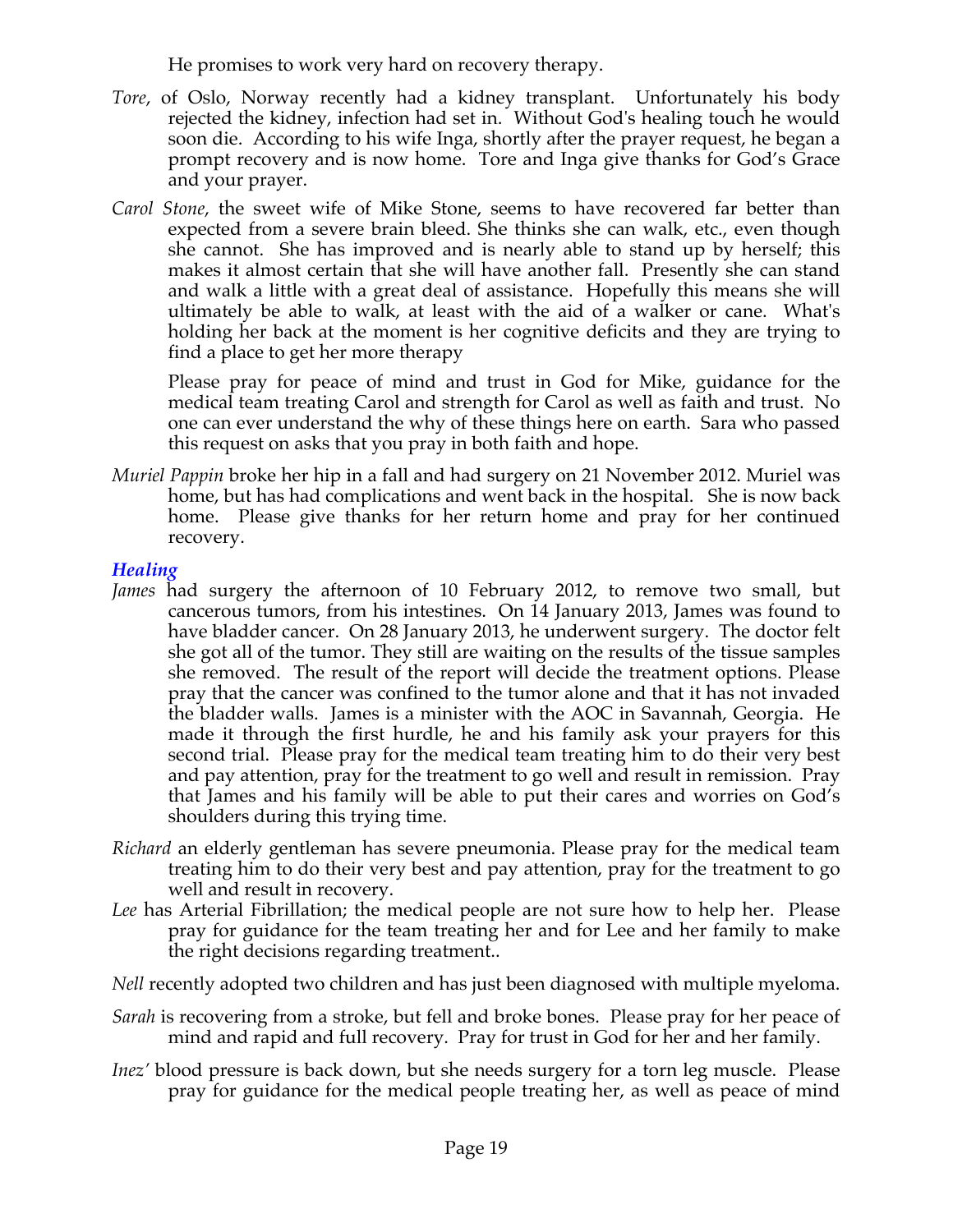He promises to work very hard on recovery therapy.

*Tore*, of Oslo, Norway recently had a kidney transplant. Unfortunately his body rejected the kidney, infection had set in. Without God's healing touch he would soon die. According to his wife Inga, shortly after the prayer request, he began a prompt recovery and is now home. Tore and Inga give thanks for God's Grace and your prayer.

*Carol Stone*, the sweet wife of Mike Stone, seems to have recovered far better than expected from a severe brain bleed. She thinks she can walk, etc., even though she cannot. She has improved and is nearly able to stand up by herself; this makes it almost certain that she will have another fall. Presently she can stand and walk a little with a great deal of assistance. Hopefully this means she will ultimately be able to walk, at least with the aid of a walker or cane. What's holding her back at the moment is her cognitive deficits and they are trying to find a place to get her more therapy

Please pray for peace of mind and trust in God for Mike, guidance for the medical team treating Carol and strength for Carol as well as faith and trust. No one can ever understand the why of these things here on earth. Sara who passed this request on asks that you pray in both faith and hope.

*Muriel Pappin* broke her hip in a fall and had surgery on 21 November 2012. Muriel was home, but has had complications and went back in the hospital. She is now back home. Please give thanks for her return home and pray for her continued recovery.

### *Healing*

*James* had surgery the afternoon of 10 February 2012, to remove two small, but cancerous tumors, from his intestines. On 14 January 2013, James was found to have bladder cancer. On 28 January 2013, he underwent surgery. The doctor felt she got all of the tumor. They still are waiting on the results of the tissue samples she removed. The result of the report will decide the treatment options. Please pray that the cancer was confined to the tumor alone and that it has not invaded the bladder walls. James is a minister with the AOC in Savannah, Georgia. He made it through the first hurdle, he and his family ask your prayers for this second trial. Please pray for the medical team treating him to do their very best and pay attention, pray for the treatment to go well and result in remission. Pray that James and his family will be able to put their cares and worries on God's shoulders during this trying time.

*Richard* an elderly gentleman has severe pneumonia. Please pray for the medical team treating him to do their very best and pay attention, pray for the treatment to go well and result in recovery.

*Lee* has Arterial Fibrillation; the medical people are not sure how to help her. Please pray for guidance for the team treating her and for Lee and her family to make the right decisions regarding treatment..

*Nell* recently adopted two children and has just been diagnosed with multiple myeloma.

*Sarah* is recovering from a stroke, but fell and broke bones. Please pray for her peace of mind and rapid and full recovery. Pray for trust in God for her and her family.

*Inez'* blood pressure is back down, but she needs surgery for a torn leg muscle. Please pray for guidance for the medical people treating her, as well as peace of mind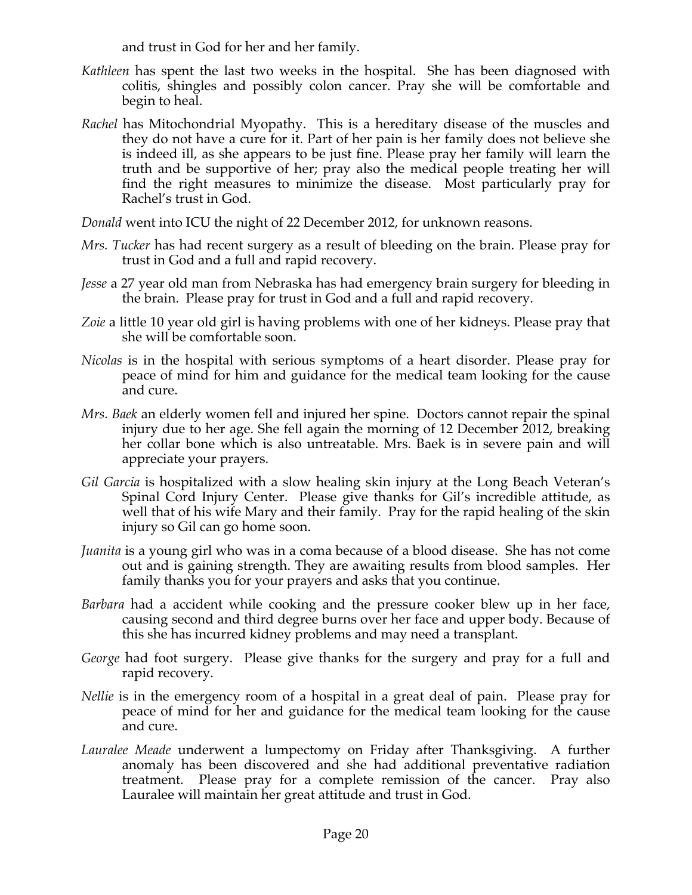and trust in God for her and her family.

*Kathleen* has spent the last two weeks in the hospital. She has been diagnosed with colitis, shingles and possibly colon cancer. Pray she will be comfortable and begin to heal.

*Rachel* has Mitochondrial Myopathy. This is a hereditary disease of the muscles and they do not have a cure for it. Part of her pain is her family does not believe she is indeed ill, as she appears to be just fine. Please pray her family will learn the truth and be supportive of her; pray also the medical people treating her will find the right measures to minimize the disease. Most particularly pray for Rachel's trust in God.

*Donald* went into ICU the night of 22 December 2012, for unknown reasons.

*Mrs. Tucker* has had recent surgery as a result of bleeding on the brain. Please pray for trust in God and a full and rapid recovery.

*Jesse* a 27 year old man from Nebraska has had emergency brain surgery for bleeding in the brain. Please pray for trust in God and a full and rapid recovery.

*Zoie* a little 10 year old girl is having problems with one of her kidneys. Please pray that she will be comfortable soon.

*Nicolas* is in the hospital with serious symptoms of a heart disorder. Please pray for peace of mind for him and guidance for the medical team looking for the cause and cure.

*Mrs. Baek* an elderly women fell and injured her spine. Doctors cannot repair the spinal injury due to her age. She fell again the morning of 12 December 2012, breaking her collar bone which is also untreatable. Mrs. Baek is in severe pain and will appreciate your prayers.

*Gil Garcia* is hospitalized with a slow healing skin injury at the Long Beach Veteran's Spinal Cord Injury Center. Please give thanks for Gil's incredible attitude, as well that of his wife Mary and their family. Pray for the rapid healing of the skin injury so Gil can go home soon.

*Juanita* is a young girl who was in a coma because of a blood disease. She has not come out and is gaining strength. They are awaiting results from blood samples. Her family thanks you for your prayers and asks that you continue.

*Barbara* had a accident while cooking and the pressure cooker blew up in her face, causing second and third degree burns over her face and upper body. Because of this she has incurred kidney problems and may need a transplant.

*George* had foot surgery. Please give thanks for the surgery and pray for a full and rapid recovery.

*Nellie* is in the emergency room of a hospital in a great deal of pain. Please pray for peace of mind for her and guidance for the medical team looking for the cause and cure.

*Lauralee Meade* underwent a lumpectomy on Friday after Thanksgiving. A further anomaly has been discovered and she had additional preventative radiation treatment. Please pray for a complete remission of the cancer. Pray also Lauralee will maintain her great attitude and trust in God.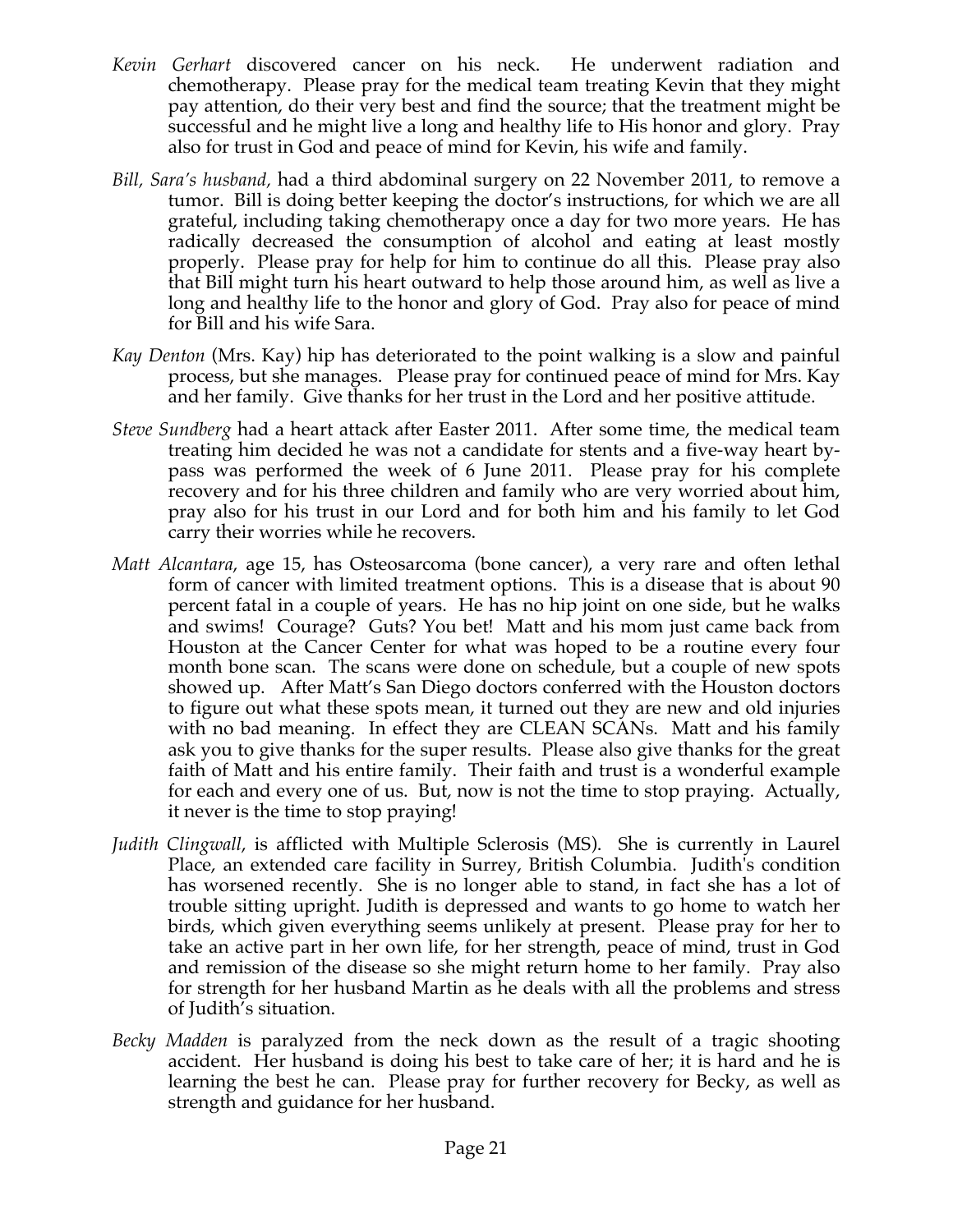*Kevin Gerhart* discovered cancer on his neck. He underwent radiation and chemotherapy. Please pray for the medical team treating Kevin that they might pay attention, do their very best and find the source; that the treatment might be successful and he might live a long and healthy life to His honor and glory. Pray also for trust in God and peace of mind for Kevin, his wife and family.

*Bill, Sara's husband,* had a third abdominal surgery on 22 November 2011, to remove a tumor. Bill is doing better keeping the doctor's instructions, for which we are all grateful, including taking chemotherapy once a day for two more years. He has radically decreased the consumption of alcohol and eating at least mostly properly. Please pray for help for him to continue do all this. Please pray also that Bill might turn his heart outward to help those around him, as well as live a long and healthy life to the honor and glory of God. Pray also for peace of mind for Bill and his wife Sara.

*Kay Denton* (Mrs. Kay) hip has deteriorated to the point walking is a slow and painful process, but she manages. Please pray for continued peace of mind for Mrs. Kay and her family. Give thanks for her trust in the Lord and her positive attitude.

*Steve Sundberg* had a heart attack after Easter 2011. After some time, the medical team treating him decided he was not a candidate for stents and a five-way heart by-pass was performed the week of 6 June 2011. Please pray for his complete recovery and for his three children and family who are very worried about him, pray also for his trust in our Lord and for both him and his family to let God carry their worries while he recovers.

*Matt Alcantara*, age 15, has Osteosarcoma (bone cancer), a very rare and often lethal form of cancer with limited treatment options. This is a disease that is about 90 percent fatal in a couple of years. He has no hip joint on one side, but he walks and swims! Courage? Guts? You bet! Matt and his mom just came back from Houston at the Cancer Center for what was hoped to be a routine every four month bone scan. The scans were done on schedule, but a couple of new spots showed up. After Matt's San Diego doctors conferred with the Houston doctors to figure out what these spots mean, it turned out they are new and old injuries with no bad meaning. In effect they are CLEAN SCANs. Matt and his family ask you to give thanks for the super results. Please also give thanks for the great faith of Matt and his entire family. Their faith and trust is a wonderful example for each and every one of us. But, now is not the time to stop praying. Actually, it never is the time to stop praying!

*Judith Clingwall*, is afflicted with Multiple Sclerosis (MS). She is currently in Laurel Place, an extended care facility in Surrey, British Columbia. Judith's condition has worsened recently. She is no longer able to stand, in fact she has a lot of trouble sitting upright. Judith is depressed and wants to go home to watch her birds, which given everything seems unlikely at present. Please pray for her to take an active part in her own life, for her strength, peace of mind, trust in God and remission of the disease so she might return home to her family. Pray also for strength for her husband Martin as he deals with all the problems and stress of Judith's situation.

*Becky Madden* is paralyzed from the neck down as the result of a tragic shooting accident. Her husband is doing his best to take care of her; it is hard and he is learning the best he can. Please pray for further recovery for Becky, as well as strength and guidance for her husband.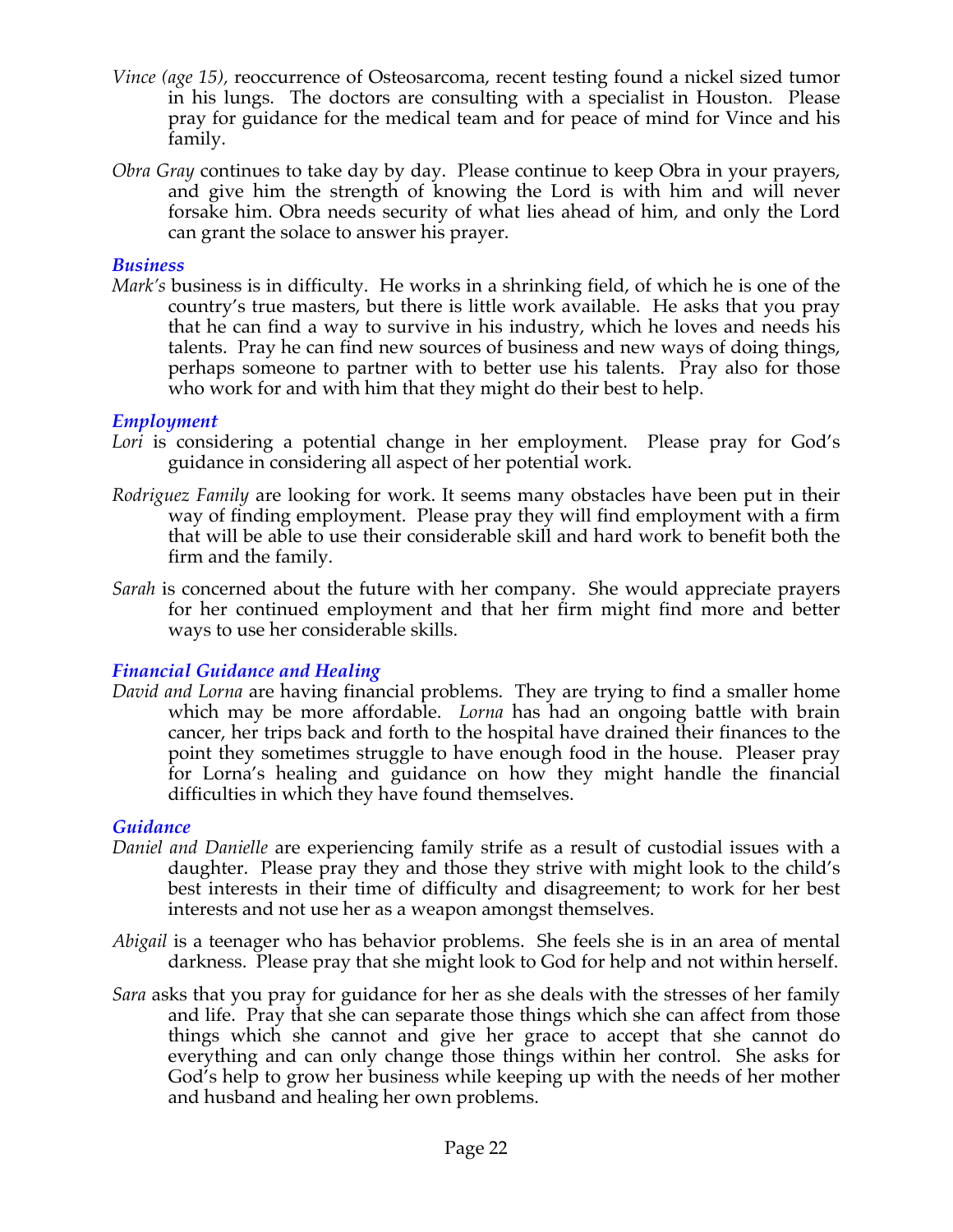*Vince (age 15)*, reoccurrence of Osteosarcoma, recent testing found a nickel sized tumor in his lungs. The doctors are consulting with a specialist in Houston. Please pray for guidance for the medical team and for peace of mind for Vince and his family.

*Obra Gray* continues to take day by day. Please continue to keep Obra in your prayers, and give him the strength of knowing the Lord is with him and will never forsake him. Obra needs security of what lies ahead of him, and only the Lord can grant the solace to answer his prayer.

### *Business*

*Mark's* business is in difficulty. He works in a shrinking field, of which he is one of the country's true masters, but there is little work available. He asks that you pray that he can find a way to survive in his industry, which he loves and needs his talents. Pray he can find new sources of business and new ways of doing things, perhaps someone to partner with to better use his talents. Pray also for those who work for and with him that they might do their best to help.

### *Employment*

*Lori* is considering a potential change in her employment. Please pray for God's guidance in considering all aspect of her potential work.

*Rodriguez Family* are looking for work. It seems many obstacles have been put in their way of finding employment. Please pray they will find employment with a firm that will be able to use their considerable skill and hard work to benefit both the firm and the family.

*Sarah* is concerned about the future with her company. She would appreciate prayers for her continued employment and that her firm might find more and better ways to use her considerable skills.

### *Financial Guidance and Healing*

*David and Lorna* are having financial problems. They are trying to find a smaller home which may be more affordable. *Lorna* has had an ongoing battle with brain cancer, her trips back and forth to the hospital have drained their finances to the point they sometimes struggle to have enough food in the house. Pleaser pray for Lorna's healing and guidance on how they might handle the financial difficulties in which they have found themselves.

### *Guidance*

*Daniel and Danielle* are experiencing family strife as a result of custodial issues with a daughter. Please pray they and those they strive with might look to the child's best interests in their time of difficulty and disagreement; to work for her best interests and not use her as a weapon amongst themselves.

*Abigail* is a teenager who has behavior problems. She feels she is in an area of mental darkness. Please pray that she might look to God for help and not within herself.

*Sara* asks that you pray for guidance for her as she deals with the stresses of her family and life. Pray that she can separate those things which she can affect from those things which she cannot and give her grace to accept that she cannot do everything and can only change those things within her control. She asks for God's help to grow her business while keeping up with the needs of her mother and husband and healing her own problems.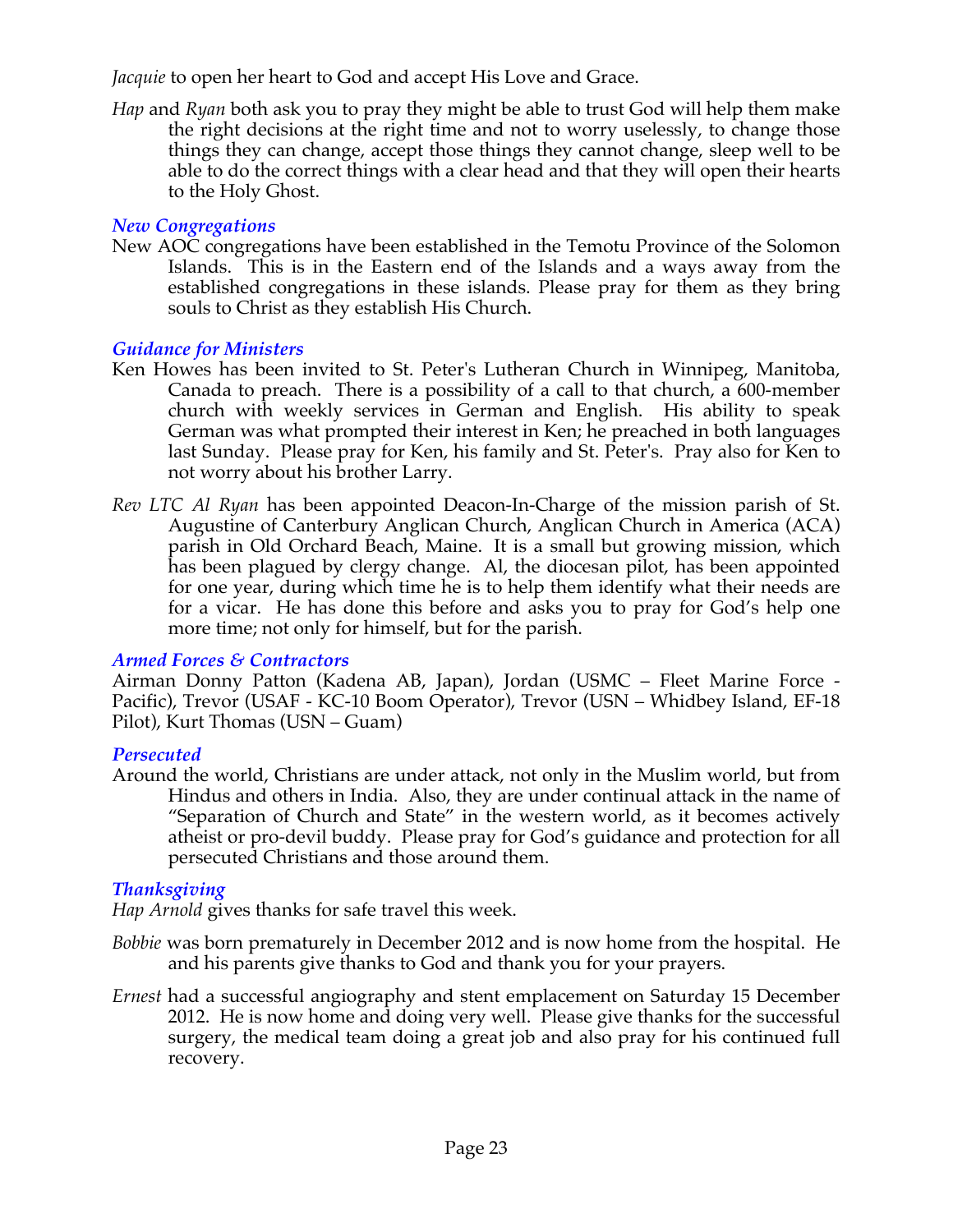*Jacquie* to open her heart to God and accept His Love and Grace.

*Hap* and *Ryan* both ask you to pray they might be able to trust God will help them make the right decisions at the right time and not to worry uselessly, to change those things they can change, accept those things they cannot change, sleep well to be able to do the correct things with a clear head and that they will open their hearts to the Holy Ghost.

### *New Congregations*

New AOC congregations have been established in the Temotu Province of the Solomon Islands. This is in the Eastern end of the Islands and a ways away from the established congregations in these islands. Please pray for them as they bring souls to Christ as they establish His Church.

### *Guidance for Ministers*

Ken Howes has been invited to St. Peter's Lutheran Church in Winnipeg, Manitoba, Canada to preach. There is a possibility of a call to that church, a 600-member church with weekly services in German and English. His ability to speak German was what prompted their interest in Ken; he preached in both languages last Sunday. Please pray for Ken, his family and St. Peter's. Pray also for Ken to not worry about his brother Larry.

*Rev LTC Al Ryan* has been appointed Deacon-In-Charge of the mission parish of St. Augustine of Canterbury Anglican Church, Anglican Church in America (ACA) parish in Old Orchard Beach, Maine. It is a small but growing mission, which has been plagued by clergy change. Al, the diocesan pilot, has been appointed for one year, during which time he is to help them identify what their needs are for a vicar. He has done this before and asks you to pray for God's help one more time; not only for himself, but for the parish.

### *Armed Forces & Contractors*

Airman Donny Patton (Kadena AB, Japan), Jordan (USMC – Fleet Marine Force - Pacific), Trevor (USAF - KC-10 Boom Operator), Trevor (USN – Whidbey Island, EF-18 Pilot), Kurt Thomas (USN – Guam)

### *Persecuted*

Around the world, Christians are under attack, not only in the Muslim world, but from Hindus and others in India. Also, they are under continual attack in the name of "Separation of Church and State" in the western world, as it becomes actively atheist or pro-devil buddy. Please pray for God's guidance and protection for all persecuted Christians and those around them.

### *Thanksgiving*

*Hap Arnold* gives thanks for safe travel this week.

*Bobbie* was born prematurely in December 2012 and is now home from the hospital. He and his parents give thanks to God and thank you for your prayers.

*Ernest* had a successful angiography and stent emplacement on Saturday 15 December 2012. He is now home and doing very well. Please give thanks for the successful surgery, the medical team doing a great job and also pray for his continued full recovery.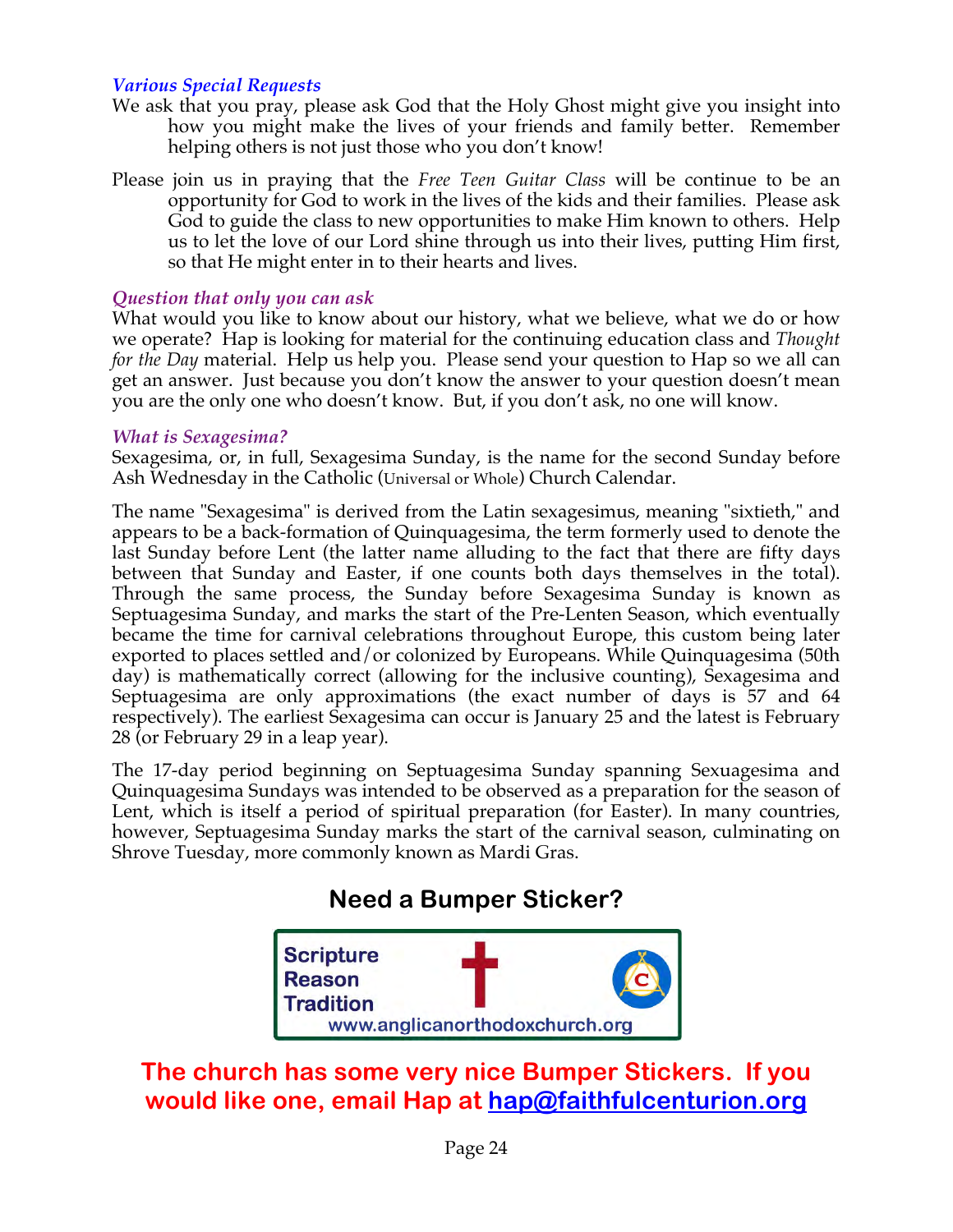*Various Special Requests*

We ask that you pray, please ask God that the Holy Ghost might give you insight into how you might make the lives of your friends and family better. Remember helping others is not just those who you don't know!

Please join us in praying that the *Free Teen Guitar Class* will be continue to be an opportunity for God to work in the lives of the kids and their families. Please ask God to guide the class to new opportunities to make Him known to others. Help us to let the love of our Lord shine through us into their lives, putting Him first, so that He might enter in to their hearts and lives.

*Question that only you can ask*

What would you like to know about our history, what we believe, what we do or how we operate? Hap is looking for material for the continuing education class and *Thought for the Day* material. Help us help you. Please send your question to Hap so we all can get an answer. Just because you don't know the answer to your question doesn't mean you are the only one who doesn't know. But, if you don't ask, no one will know.

*What is Sexagesima?*

Sexagesima, or, in full, Sexagesima Sunday, is the name for the second Sunday before Ash Wednesday in the Catholic (Universal or Whole) Church Calendar.

The name "Sexagesima" is derived from the Latin sexagesimus, meaning "sixtieth," and appears to be a back-formation of Quinquagesima, the term formerly used to denote the last Sunday before Lent (the latter name alluding to the fact that there are fifty days between that Sunday and Easter, if one counts both days themselves in the total). Through the same process, the Sunday before Sexagesima Sunday is known as Septuagesima Sunday, and marks the start of the Pre-Lenten Season, which eventually became the time for carnival celebrations throughout Europe, this custom being later exported to places settled and/or colonized by Europeans. While Quinquagesima (50th day) is mathematically correct (allowing for the inclusive counting), Sexagesima and Septuagesima are only approximations (the exact number of days is 57 and 64 respectively). The earliest Sexagesima can occur is January 25 and the latest is February 28 (or February 29 in a leap year).

The 17-day period beginning on Septuagesima Sunday spanning Sexuagesima and Quinquagesima Sundays was intended to be observed as a preparation for the season of Lent, which is itself a period of spiritual preparation (for Easter). In many countries, however, Septuagesima Sunday marks the start of the carnival season, culminating on Shrove Tuesday, more commonly known as Mardi Gras.

## Need a Bumper Sticker?

Scripture
Reason
Tradition
www.anglicanorthodoxchurch.org

**The church has some very nice Bumper Stickers. If you would like one, email Hap at hap@faithfulcenturion.org**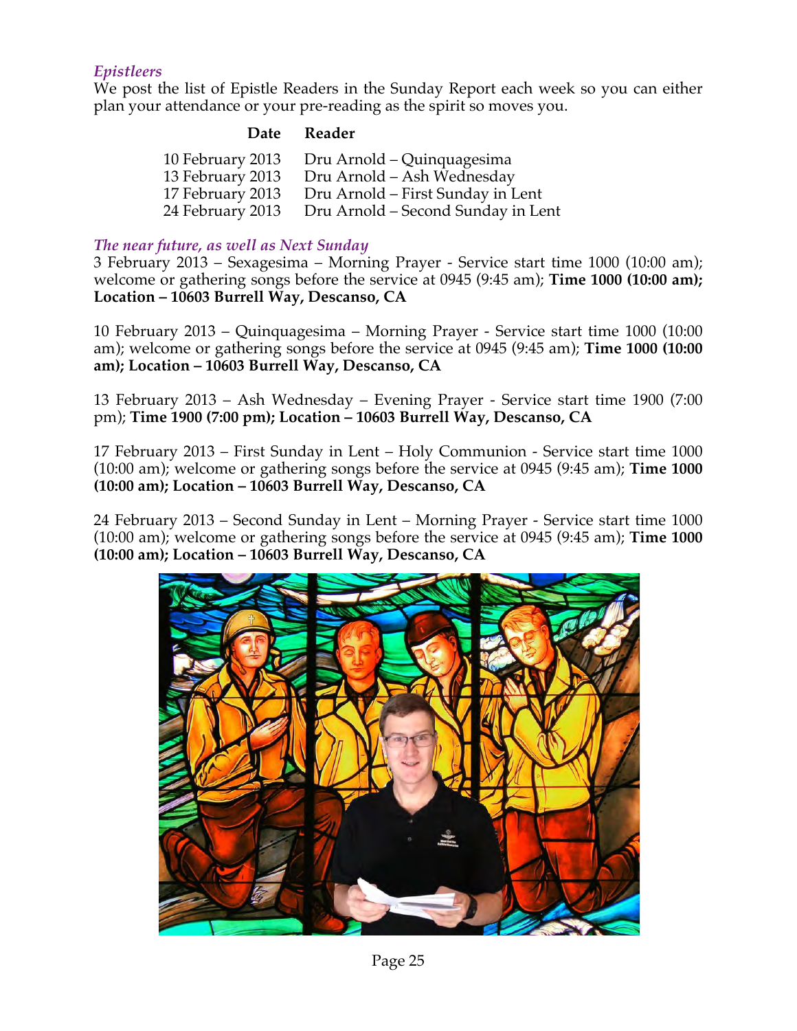*Epistleers*

We post the list of Epistle Readers in the Sunday Report each week so you can either plan your attendance or your pre-reading as the spirit so moves you.

| Date | Reader |
|---|---|
| 10 February 2013 | Dru Arnold – Quinquagesima |
| 13 February 2013 | Dru Arnold – Ash Wednesday |
| 17 February 2013 | Dru Arnold – First Sunday in Lent |
| 24 February 2013 | Dru Arnold – Second Sunday in Lent |

*The near future, as well as Next Sunday*

3 February 2013 – Sexagesima – Morning Prayer - Service start time 1000 (10:00 am); welcome or gathering songs before the service at 0945 (9:45 am); **Time 1000 (10:00 am); Location – 10603 Burrell Way, Descanso, CA**

10 February 2013 – Quinquagesima – Morning Prayer - Service start time 1000 (10:00 am); welcome or gathering songs before the service at 0945 (9:45 am); **Time 1000 (10:00 am); Location – 10603 Burrell Way, Descanso, CA**

13 February 2013 – Ash Wednesday – Evening Prayer - Service start time 1900 (7:00 pm); **Time 1900 (7:00 pm); Location – 10603 Burrell Way, Descanso, CA**

17 February 2013 – First Sunday in Lent – Holy Communion - Service start time 1000 (10:00 am); welcome or gathering songs before the service at 0945 (9:45 am); **Time 1000 (10:00 am); Location – 10603 Burrell Way, Descanso, CA**

24 February 2013 – Second Sunday in Lent – Morning Prayer - Service start time 1000 (10:00 am); welcome or gathering songs before the service at 0945 (9:45 am); **Time 1000 (10:00 am); Location – 10603 Burrell Way, Descanso, CA**